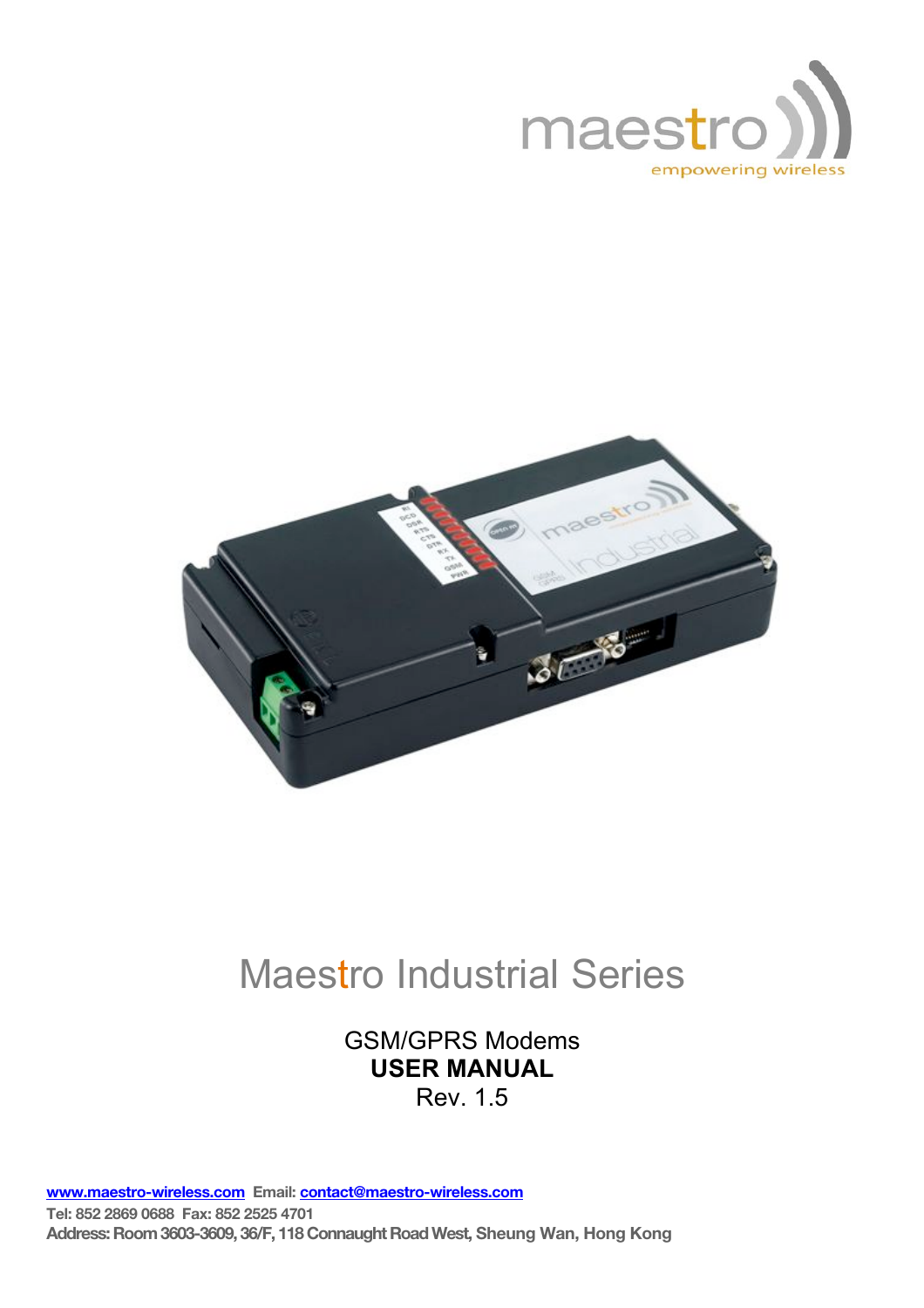# Maestro Industrial Series

GSM/GPRS Modems

**USER MANUAL**

Rev. 1.5

**[www.maestro-wireless.com](http://www.maestro-wireless.com)** **Email: [contact@maestro-wireless.com](mailto:contact@maestro-wireless.com)**

**Tel: 852 2869 0688 Fax: 852 2525 4701**

**Address: Room 3603-3609, 36/F, 118 Connaught Road West, Sheung Wan, Hong Kong**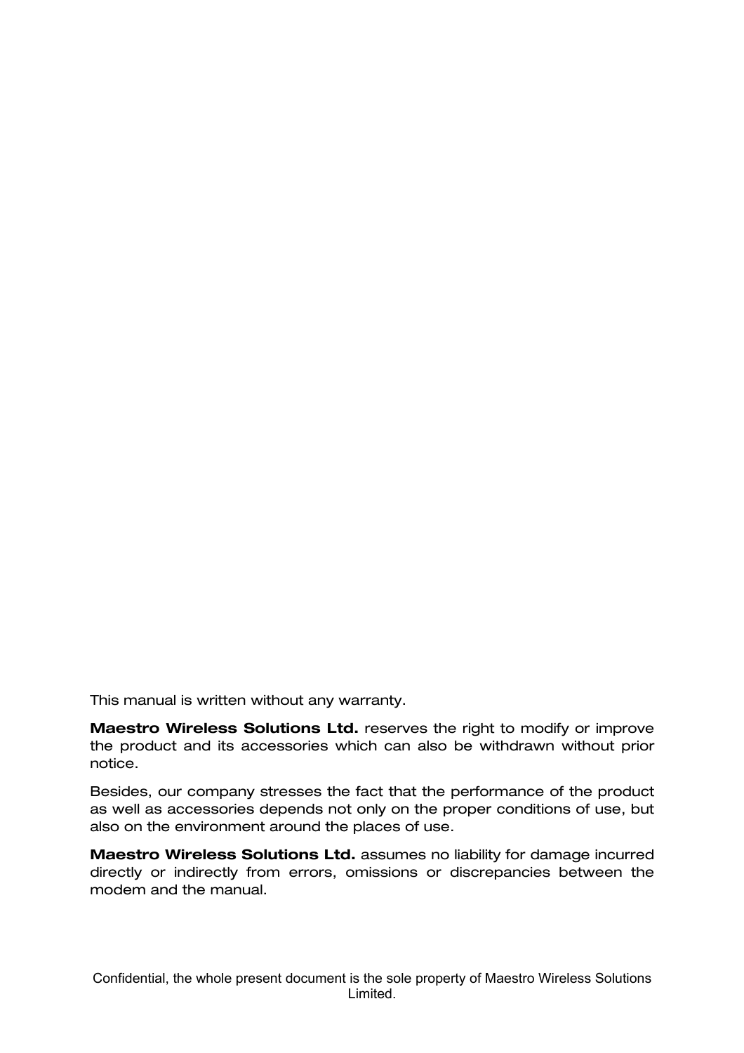This manual is written without any warranty.

**Maestro Wireless Solutions Ltd.** reserves the right to modify or improve the product and its accessories which can also be withdrawn without prior notice.

Besides, our company stresses the fact that the performance of the product as well as accessories depends not only on the proper conditions of use, but also on the environment around the places of use.

**Maestro Wireless Solutions Ltd.** assumes no liability for damage incurred directly or indirectly from errors, omissions or discrepancies between the modem and the manual.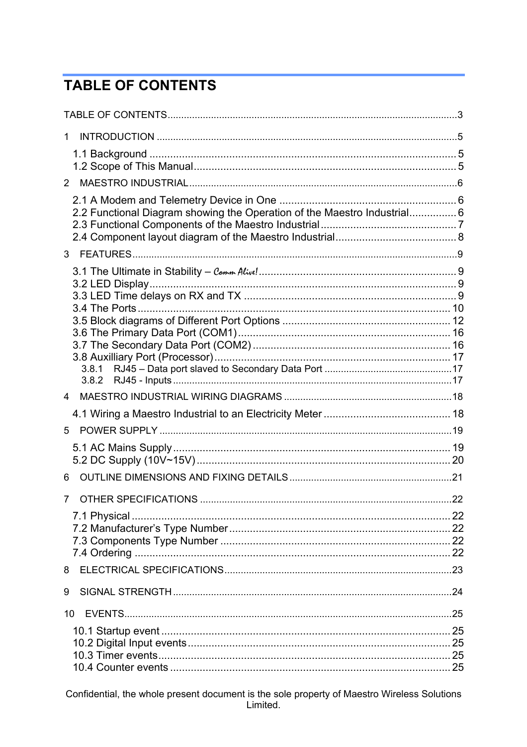# TABLE OF CONTENTS

TABLE OF CONTENTS......................................................................................................3

1 INTRODUCTION ..........................................................................................................5

1.1 Background ......................................................................................... 5
1.2 Scope of This Manual.......................................................................... 5

2 MAESTRO INDUSTRIAL..............................................................................................6

2.1 A Modem and Telemetry Device in One ............................................................ 6
2.2 Functional Diagram showing the Operation of the Maestro Industrial................ 6
2.3 Functional Components of the Maestro Industrial.............................................. 7
2.4 Component layout diagram of the Maestro Industrial......................................... 8

3 FEATURES...................................................................................................................9

3.1 The Ultimate in Stability – *Comm Alive!* .................................................................. 9
3.2 LED Display......................................................................................... 9
3.3 LED Time delays on RX and TX ......................................................................... 9
3.4 The Ports........................................................................................... 10
3.5 Block diagrams of Different Port Options .......................................................... 12
3.6 The Primary Data Port (COM1)......................................................................... 16
3.7 The Secondary Data Port (COM2) .................................................................... 16
3.8 Auxilliary Port (Processor)................................................................................ 17
3.8.1 RJ45 – Data port slaved to Secondary Data Port ..............................................17
3.8.2 RJ45 - Inputs .....................................................................................................17

4 MAESTRO INDUSTRIAL WIRING DIAGRAMS .............................................................18

4.1 Wiring a Maestro Industrial to an Electricity Meter ........................................... 18

5 POWER SUPPLY ........................................................................................................19

5.1 AC Mains Supply.............................................................................. 19
5.2 DC Supply (10V~15V)...................................................................... 20

6 OUTLINE DIMENSIONS AND FIXING DETAILS...........................................................21

7 OTHER SPECIFICATIONS ...........................................................................................22

7.1 Physical ........................................................................................... 22
7.2 Manufacturer's Type Number........................................................... 22
7.3 Components Type Number .............................................................. 22
7.4 Ordering ........................................................................................... 22

8 ELECTRICAL SPECIFICATIONS..................................................................................23

9 SIGNAL STRENGTH....................................................................................................24

10 EVENTS.......................................................................................................................25

10.1 Startup event .................................................................................. 25
10.2 Digital Input events.......................................................................... 25
10.3 Timer events................................................................................... 25
10.4 Counter events ............................................................................... 25

Confidential, the whole present document is the sole property of Maestro Wireless Solutions Limited.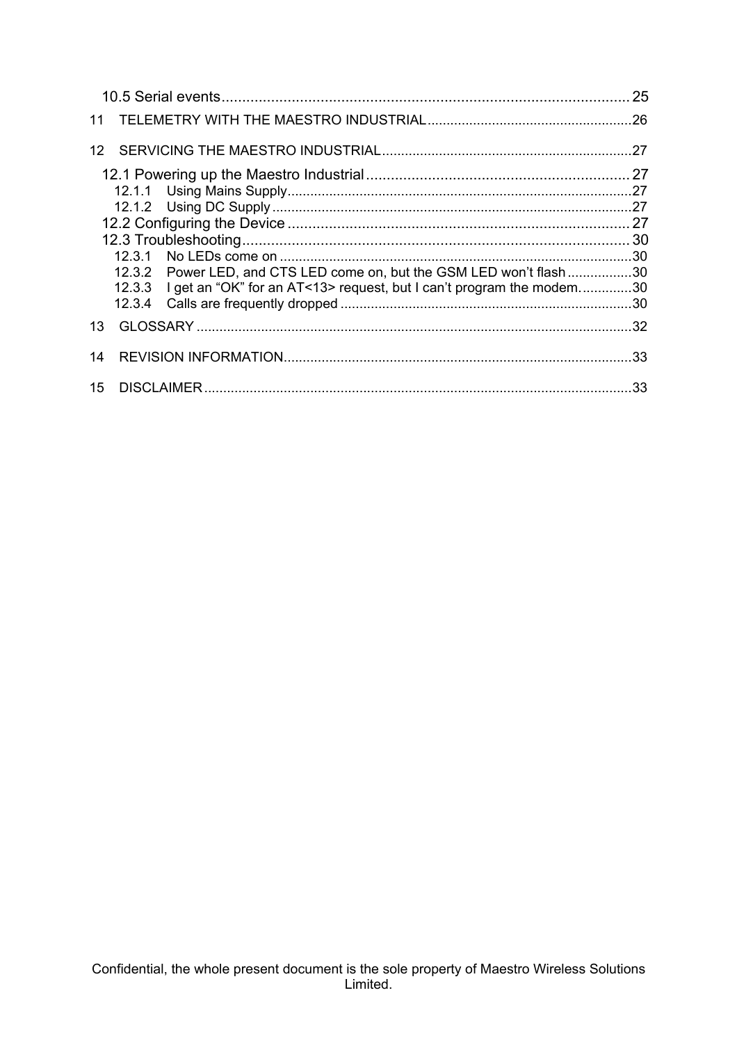10.5 Serial events .......................................................................................... 25

11 TELEMETRY WITH THE MAESTRO INDUSTRIAL ........................................................ 26

12 SERVICING THE MAESTRO INDUSTRIAL ....................................................................... 27

12.1 Powering up the Maestro Industrial ............................................................. 27

12.1.1 Using Mains Supply ................................................................................... 27

12.1.2 Using DC Supply ........................................................................................ 27

12.2 Configuring the Device .................................................................................. 27

12.3 Troubleshooting ............................................................................................. 30

12.3.1 No LEDs come on ....................................................................................... 30

12.3.2 Power LED, and CTS LED come on, but the GSM LED won't flash ................. 30

12.3.3 I get an "OK" for an AT<13> request, but I can't program the modem. ............. 30

12.3.4 Calls are frequently dropped ........................................................................ 30

13 GLOSSARY ......................................................................................................... 32

14 REVISION INFORMATION .................................................................................... 33

15 DISCLAIMER ...................................................................................................... 33

Confidential, the whole present document is the sole property of Maestro Wireless Solutions Limited.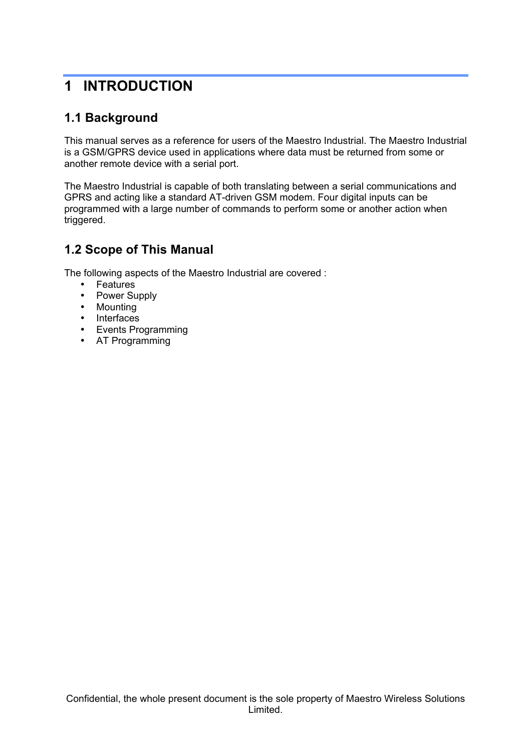# 1 INTRODUCTION

## 1.1 Background

This manual serves as a reference for users of the Maestro Industrial. The Maestro Industrial is a GSM/GPRS device used in applications where data must be returned from some or another remote device with a serial port.

The Maestro Industrial is capable of both translating between a serial communications and GPRS and acting like a standard AT-driven GSM modem. Four digital inputs can be programmed with a large number of commands to perform some or another action when triggered.

## 1.2 Scope of This Manual

The following aspects of the Maestro Industrial are covered :

- Features
- Power Supply
- Mounting
- Interfaces
- Events Programming
- AT Programming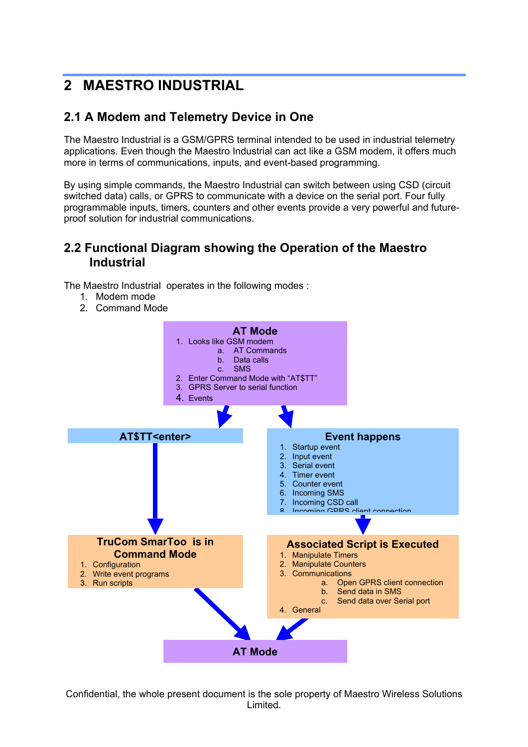# 2 MAESTRO INDUSTRIAL

## 2.1 A Modem and Telemetry Device in One

The Maestro Industrial is a GSM/GPRS terminal intended to be used in industrial telemetry applications. Even though the Maestro Industrial can act like a GSM modem, it offers much more in terms of communications, inputs, and event-based programming.

By using simple commands, the Maestro Industrial can switch between using CSD (circuit switched data) calls, or GPRS to communicate with a device on the serial port. Four fully programmable inputs, timers, counters and other events provide a very powerful and future-proof solution for industrial communications.

## 2.2 Functional Diagram showing the Operation of the Maestro Industrial

The Maestro Industrial operates in the following modes :

1. Modem mode
2. Command Mode

**AT Mode**

1. Looks like GSM modem
   a. AT Commands
   b. Data calls
   c. SMS
2. Enter Command Mode with "AT$TT"
3. GPRS Server to serial function
4. Events

**AT$TT<enter>**

**TruCom SmarToo is in Command Mode**

1. Configuration
2. Write event programs
3. Run scripts

**Event happens**

1. Startup event
2. Input event
3. Serial event
4. Timer event
5. Counter event
6. Incoming SMS
7. Incoming CSD call
8. Incoming GPRS client connection

**Associated Script is Executed**

1. Manipulate Timers
2. Manipulate Counters
3. Communications
   a. Open GPRS client connection
   b. Send data in SMS
   c. Send data over Serial port
4. General

**AT Mode**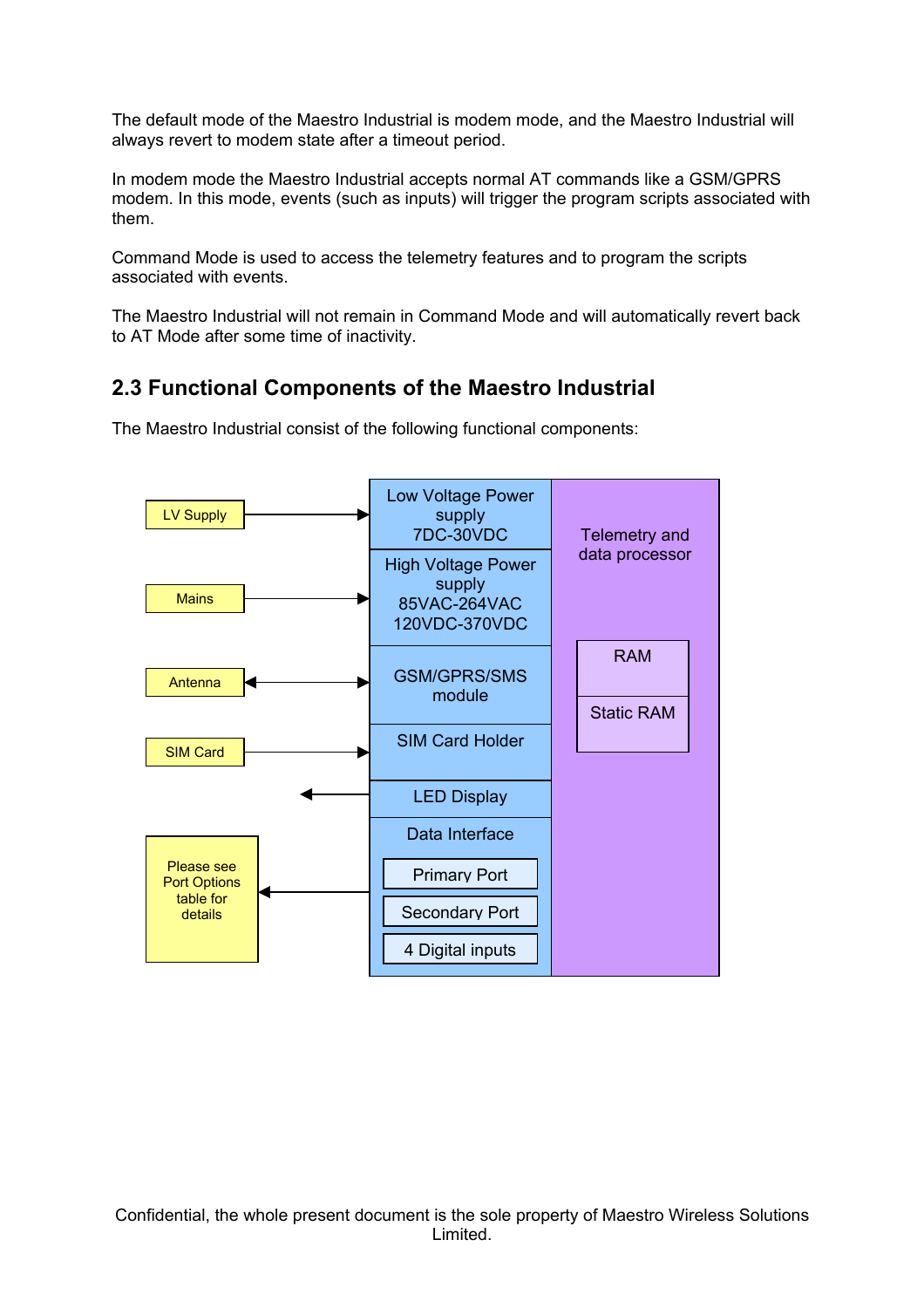The default mode of the Maestro Industrial is modem mode, and the Maestro Industrial will always revert to modem state after a timeout period.

In modem mode the Maestro Industrial accepts normal AT commands like a GSM/GPRS modem. In this mode, events (such as inputs) will trigger the program scripts associated with them.

Command Mode is used to access the telemetry features and to program the scripts associated with events.

The Maestro Industrial will not remain in Command Mode and will automatically revert back to AT Mode after some time of inactivity.

## 2.3 Functional Components of the Maestro Industrial

The Maestro Industrial consist of the following functional components:

LV Supply → Low Voltage Power supply 7DC-30VDC

Mains → High Voltage Power supply 85VAC-264VAC 120VDC-370VDC

Antenna ↔ GSM/GPRS/SMS module

SIM Card → SIM Card Holder

← LED Display

Please see Port Options table for details ← Data Interface: Primary Port, Secondary Port, 4 Digital inputs

Telemetry and data processor: RAM, Static RAM

Confidential, the whole present document is the sole property of Maestro Wireless Solutions Limited.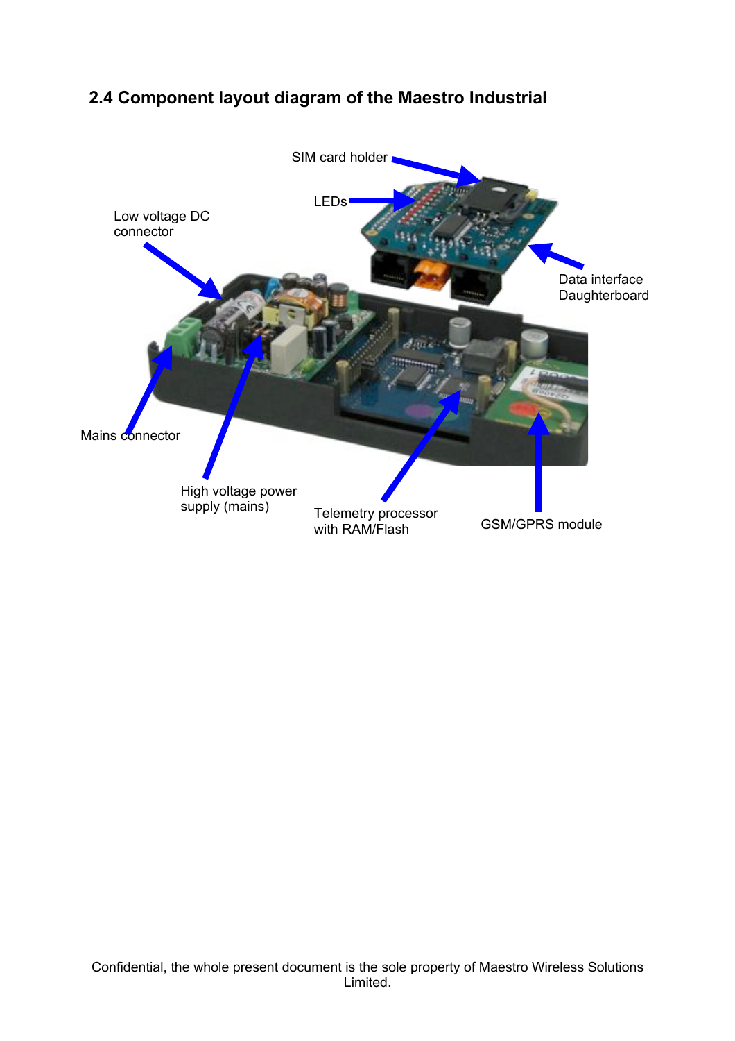## 2.4 Component layout diagram of the Maestro Industrial

SIM card holder

LEDs

Low voltage DC connector

Data interface Daughterboard

Mains connector

High voltage power supply (mains)

Telemetry processor with RAM/Flash

GSM/GPRS module

Confidential, the whole present document is the sole property of Maestro Wireless Solutions Limited.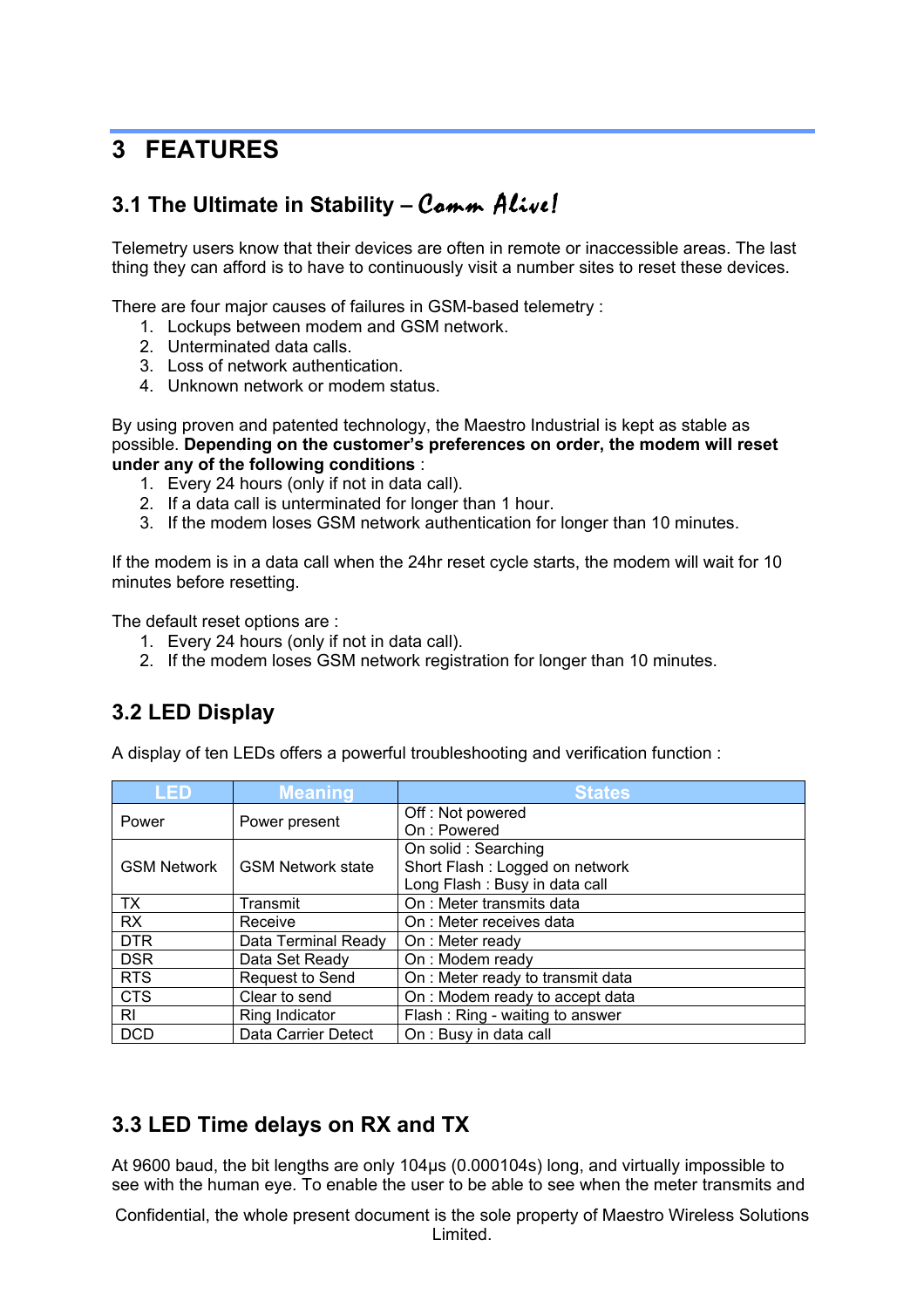# 3 FEATURES

## 3.1 The Ultimate in Stability – *Comm Alive!*

Telemetry users know that their devices are often in remote or inaccessible areas. The last thing they can afford is to have to continuously visit a number sites to reset these devices.

There are four major causes of failures in GSM-based telemetry :

1. Lockups between modem and GSM network.
2. Unterminated data calls.
3. Loss of network authentication.
4. Unknown network or modem status.

By using proven and patented technology, the Maestro Industrial is kept as stable as possible. **Depending on the customer's preferences on order, the modem will reset under any of the following conditions** :

1. Every 24 hours (only if not in data call).
2. If a data call is unterminated for longer than 1 hour.
3. If the modem loses GSM network authentication for longer than 10 minutes.

If the modem is in a data call when the 24hr reset cycle starts, the modem will wait for 10 minutes before resetting.

The default reset options are :

1. Every 24 hours (only if not in data call).
2. If the modem loses GSM network registration for longer than 10 minutes.

## 3.2 LED Display

A display of ten LEDs offers a powerful troubleshooting and verification function :

| LED | Meaning | States |
|---|---|---|
| Power | Power present | Off : Not powered<br>On : Powered |
| GSM Network | GSM Network state | On solid : Searching<br>Short Flash : Logged on network<br>Long Flash : Busy in data call |
| TX | Transmit | On : Meter transmits data |
| RX | Receive | On : Meter receives data |
| DTR | Data Terminal Ready | On : Meter ready |
| DSR | Data Set Ready | On : Modem ready |
| RTS | Request to Send | On : Meter ready to transmit data |
| CTS | Clear to send | On : Modem ready to accept data |
| RI | Ring Indicator | Flash : Ring - waiting to answer |
| DCD | Data Carrier Detect | On : Busy in data call |

## 3.3 LED Time delays on RX and TX

At 9600 baud, the bit lengths are only 104µs (0.000104s) long, and virtually impossible to see with the human eye. To enable the user to be able to see when the meter transmits and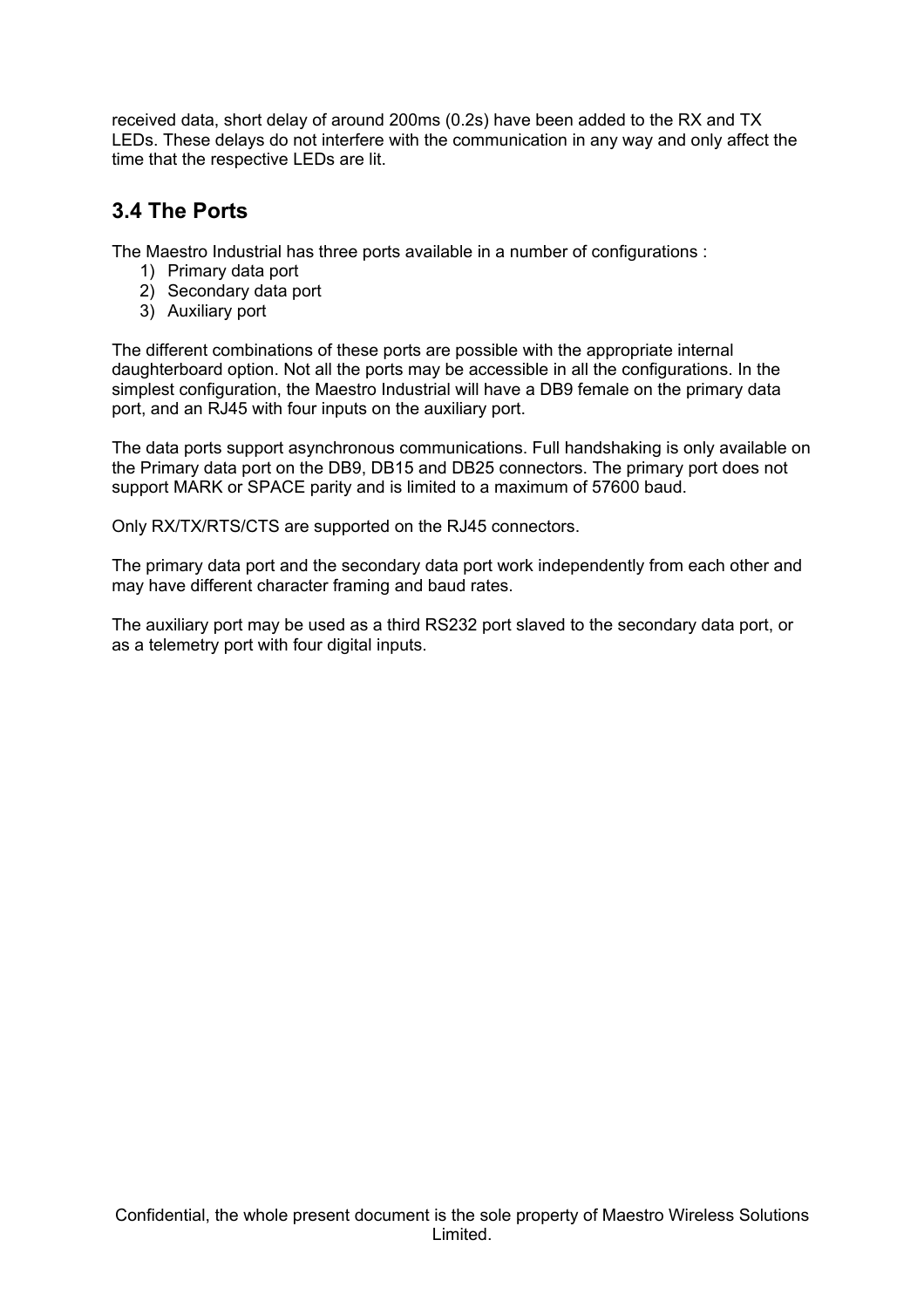received data, short delay of around 200ms (0.2s) have been added to the RX and TX LEDs. These delays do not interfere with the communication in any way and only affect the time that the respective LEDs are lit.

## 3.4 The Ports

The Maestro Industrial has three ports available in a number of configurations :

1) Primary data port
2) Secondary data port
3) Auxiliary port

The different combinations of these ports are possible with the appropriate internal daughterboard option. Not all the ports may be accessible in all the configurations. In the simplest configuration, the Maestro Industrial will have a DB9 female on the primary data port, and an RJ45 with four inputs on the auxiliary port.

The data ports support asynchronous communications. Full handshaking is only available on the Primary data port on the DB9, DB15 and DB25 connectors. The primary port does not support MARK or SPACE parity and is limited to a maximum of 57600 baud.

Only RX/TX/RTS/CTS are supported on the RJ45 connectors.

The primary data port and the secondary data port work independently from each other and may have different character framing and baud rates.

The auxiliary port may be used as a third RS232 port slaved to the secondary data port, or as a telemetry port with four digital inputs.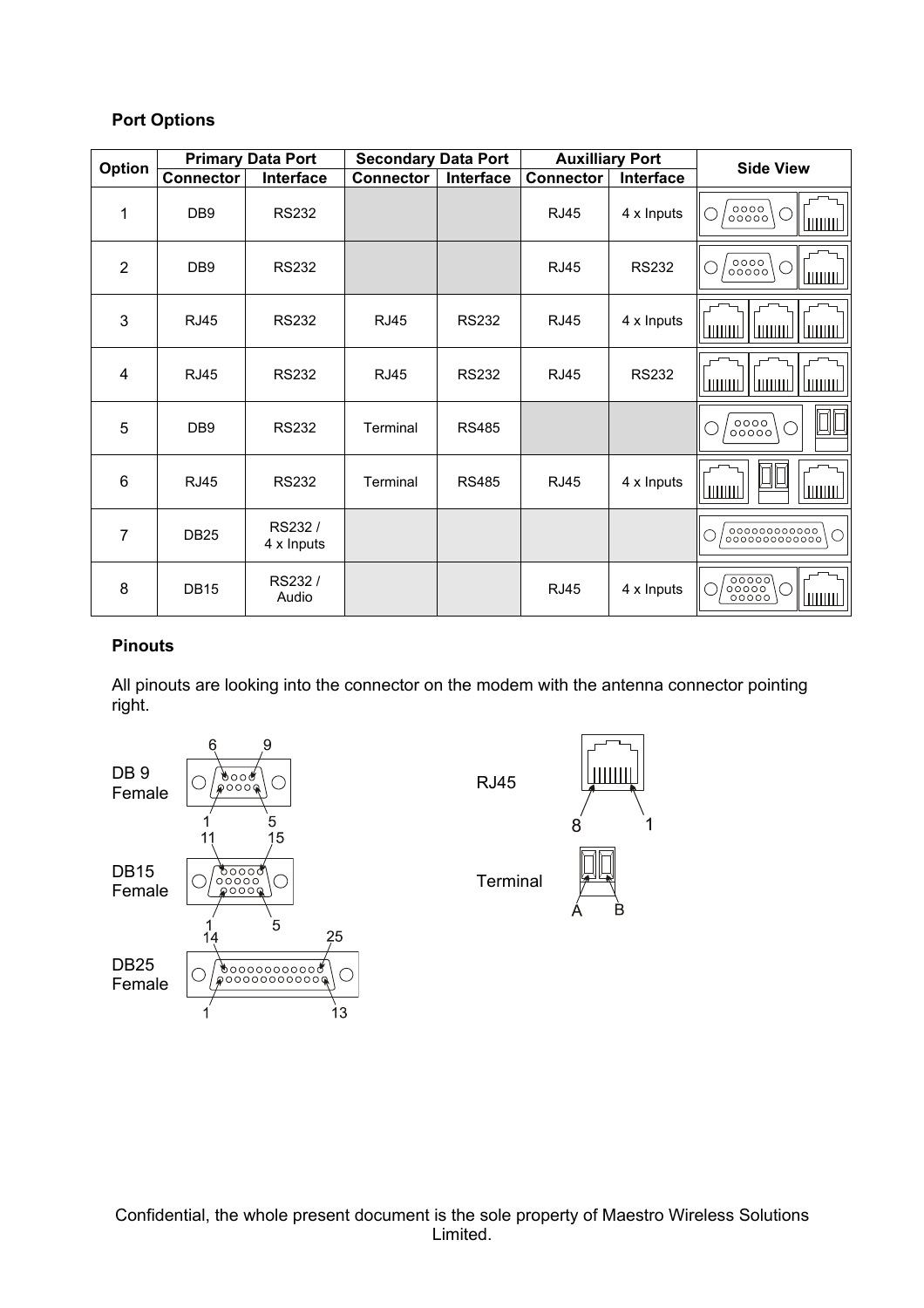## Port Options

| Option | Primary Data Port | | Secondary Data Port | | Auxilliary Port | | Side View |
|---|---|---|---|---|---|---|---|
| | Connector | Interface | Connector | Interface | Connector | Interface | |
| 1 | DB9 | RS232 | | | RJ45 | 4 x Inputs | |
| 2 | DB9 | RS232 | | | RJ45 | RS232 | |
| 3 | RJ45 | RS232 | RJ45 | RS232 | RJ45 | 4 x Inputs | |
| 4 | RJ45 | RS232 | RJ45 | RS232 | RJ45 | RS232 | |
| 5 | DB9 | RS232 | Terminal | RS485 | | | |
| 6 | RJ45 | RS232 | Terminal | RS485 | RJ45 | 4 x Inputs | |
| 7 | DB25 | RS232 / 4 x Inputs | | | | | |
| 8 | DB15 | RS232 / Audio | | | RJ45 | 4 x Inputs | |

## Pinouts

All pinouts are looking into the connector on the modem with the antenna connector pointing right.

DB 9 Female: 6, 9 (top row); 1, 5 (bottom row)

DB15 Female: 11, 15 (top row); 1, 5 (bottom row)

DB25 Female: 14, 25 (top row); 1, 13 (bottom row)

RJ45: 8, 1

Terminal: A, B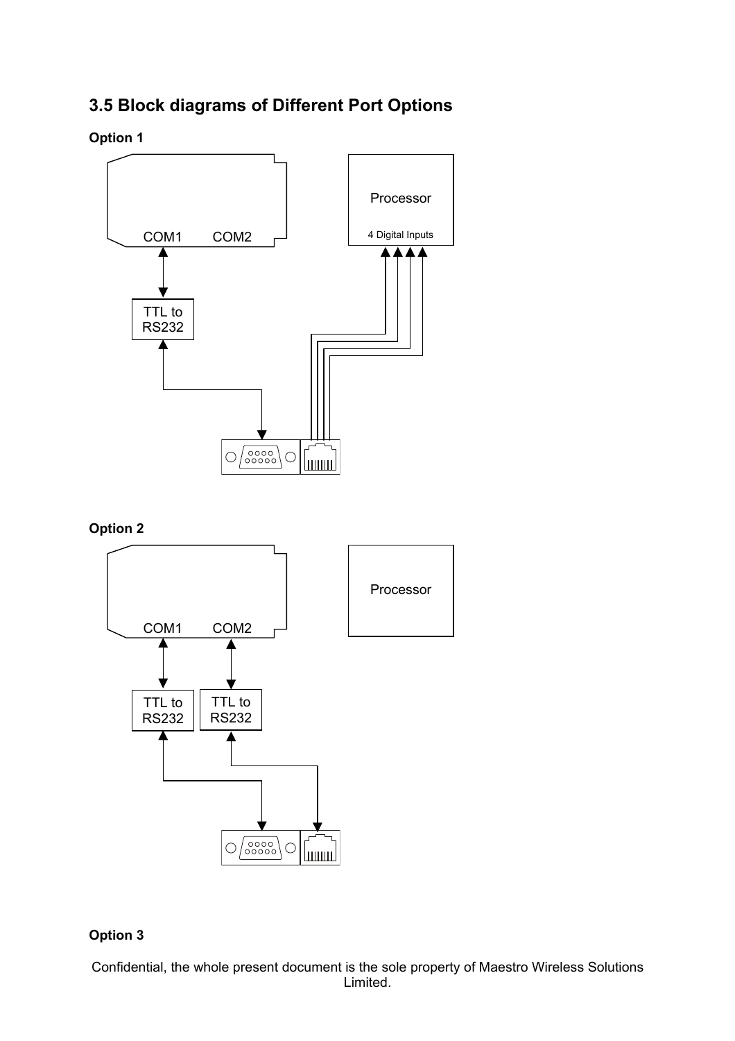## 3.5 Block diagrams of Different Port Options

**Option 1**

COM1 COM2

Processor

4 Digital Inputs

TTL to RS232

**Option 2**

COM1 COM2

Processor

TTL to RS232

TTL to RS232

**Option 3**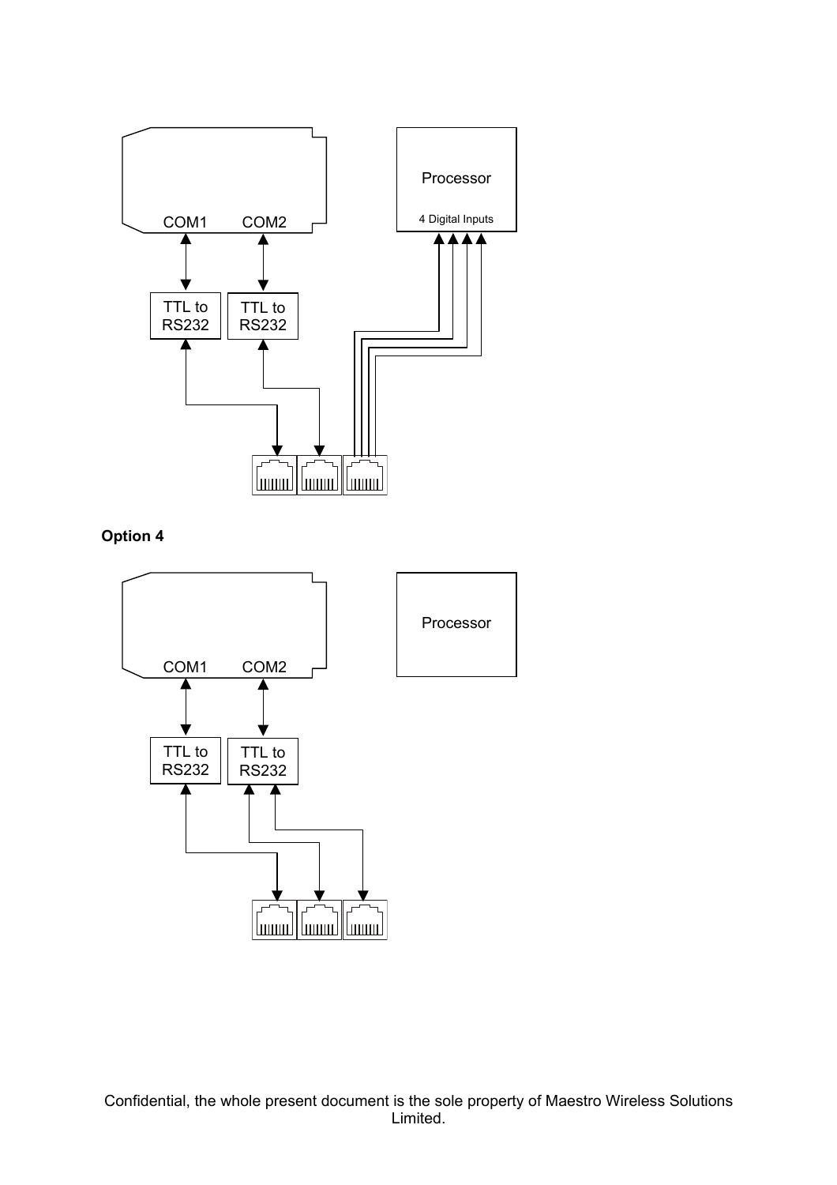**Option 4**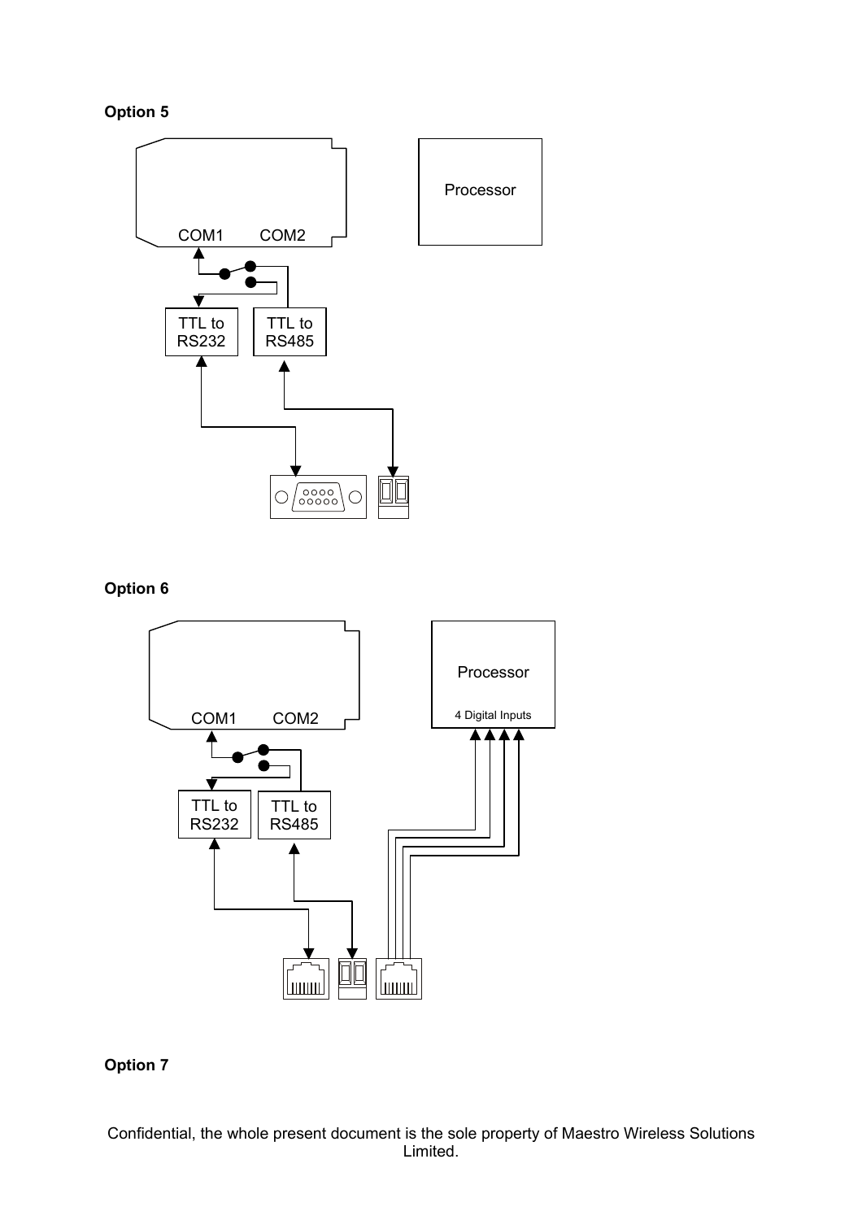**Option 5**

COM1 COM2

Processor

TTL to RS232

TTL to RS485

**Option 6**

COM1 COM2

Processor

4 Digital Inputs

TTL to RS232

TTL to RS485

**Option 7**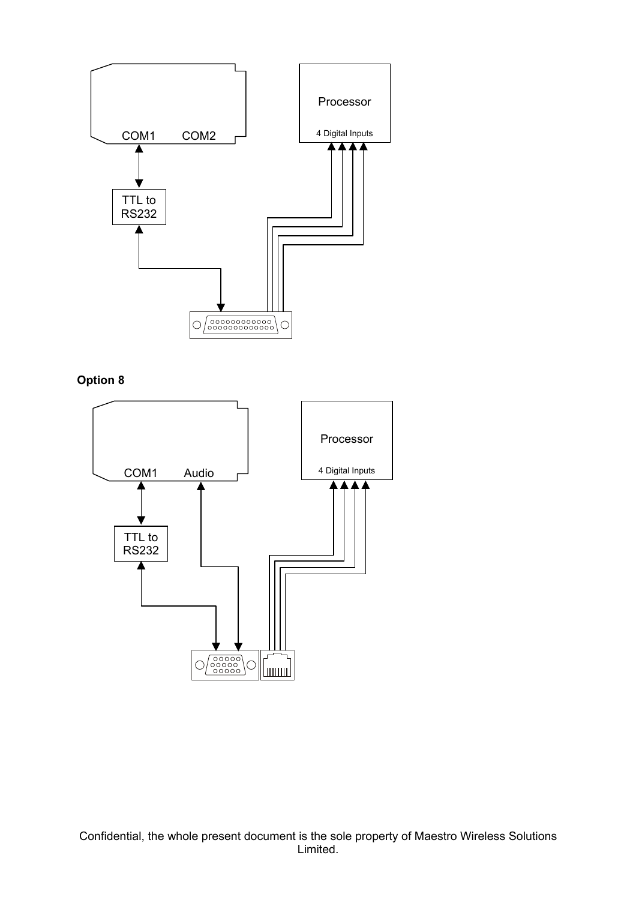COM1 COM2

Processor

4 Digital Inputs

TTL to RS232

**Option 8**

COM1 Audio

Processor

4 Digital Inputs

TTL to RS232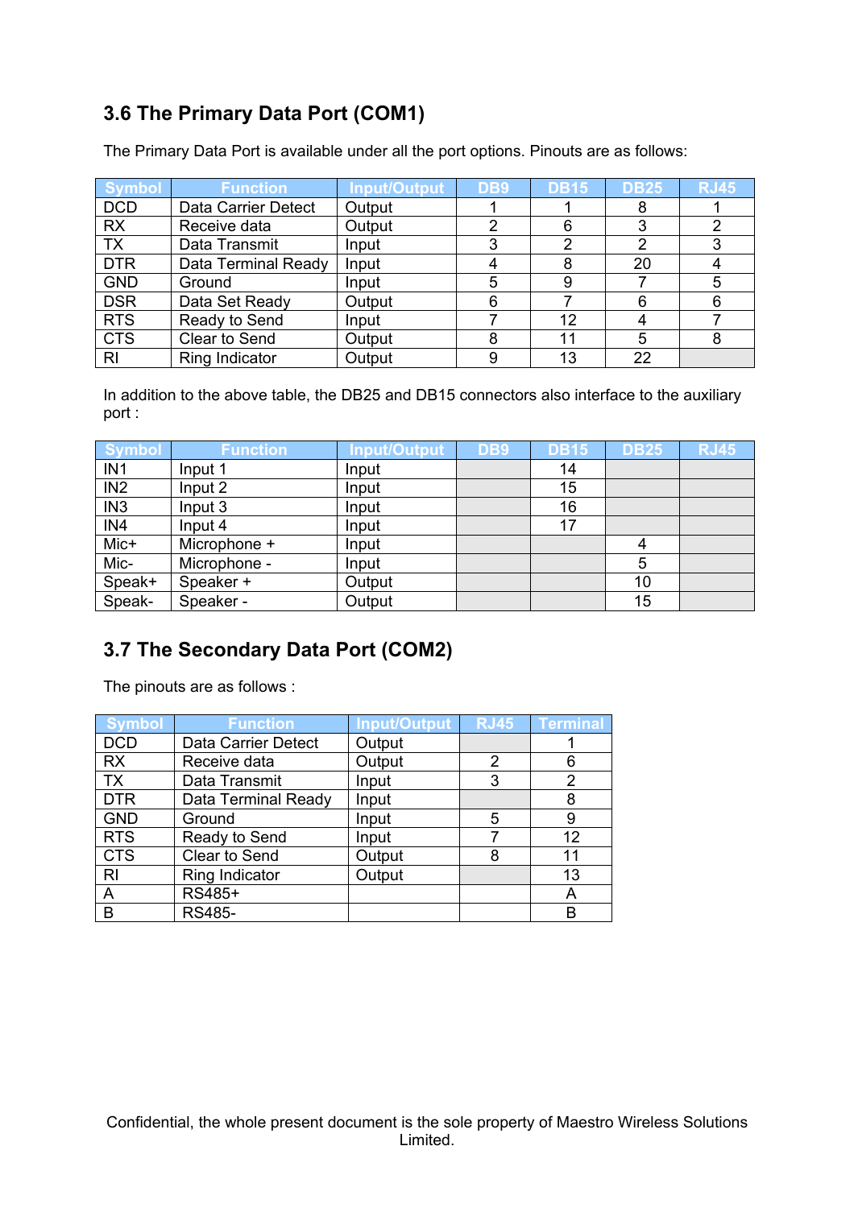## 3.6 The Primary Data Port (COM1)

The Primary Data Port is available under all the port options. Pinouts are as follows:

| Symbol | Function | Input/Output | DB9 | DB15 | DB25 | RJ45 |
|---|---|---|---|---|---|---|
| DCD | Data Carrier Detect | Output | 1 | 1 | 8 | 1 |
| RX | Receive data | Output | 2 | 6 | 3 | 2 |
| TX | Data Transmit | Input | 3 | 2 | 2 | 3 |
| DTR | Data Terminal Ready | Input | 4 | 8 | 20 | 4 |
| GND | Ground | Input | 5 | 9 | 7 | 5 |
| DSR | Data Set Ready | Output | 6 | 7 | 6 | 6 |
| RTS | Ready to Send | Input | 7 | 12 | 4 | 7 |
| CTS | Clear to Send | Output | 8 | 11 | 5 | 8 |
| RI | Ring Indicator | Output | 9 | 13 | 22 | |

In addition to the above table, the DB25 and DB15 connectors also interface to the auxiliary port :

| Symbol | Function | Input/Output | DB9 | DB15 | DB25 | RJ45 |
|---|---|---|---|---|---|---|
| IN1 | Input 1 | Input | | 14 | | |
| IN2 | Input 2 | Input | | 15 | | |
| IN3 | Input 3 | Input | | 16 | | |
| IN4 | Input 4 | Input | | 17 | | |
| Mic+ | Microphone + | Input | | | 4 | |
| Mic- | Microphone - | Input | | | 5 | |
| Speak+ | Speaker + | Output | | | 10 | |
| Speak- | Speaker - | Output | | | 15 | |

## 3.7 The Secondary Data Port (COM2)

The pinouts are as follows :

| Symbol | Function | Input/Output | RJ45 | Terminal |
|---|---|---|---|---|
| DCD | Data Carrier Detect | Output | | 1 |
| RX | Receive data | Output | 2 | 6 |
| TX | Data Transmit | Input | 3 | 2 |
| DTR | Data Terminal Ready | Input | | 8 |
| GND | Ground | Input | 5 | 9 |
| RTS | Ready to Send | Input | 7 | 12 |
| CTS | Clear to Send | Output | 8 | 11 |
| RI | Ring Indicator | Output | | 13 |
| A | RS485+ | | | A |
| B | RS485- | | | B |

Confidential, the whole present document is the sole property of Maestro Wireless Solutions Limited.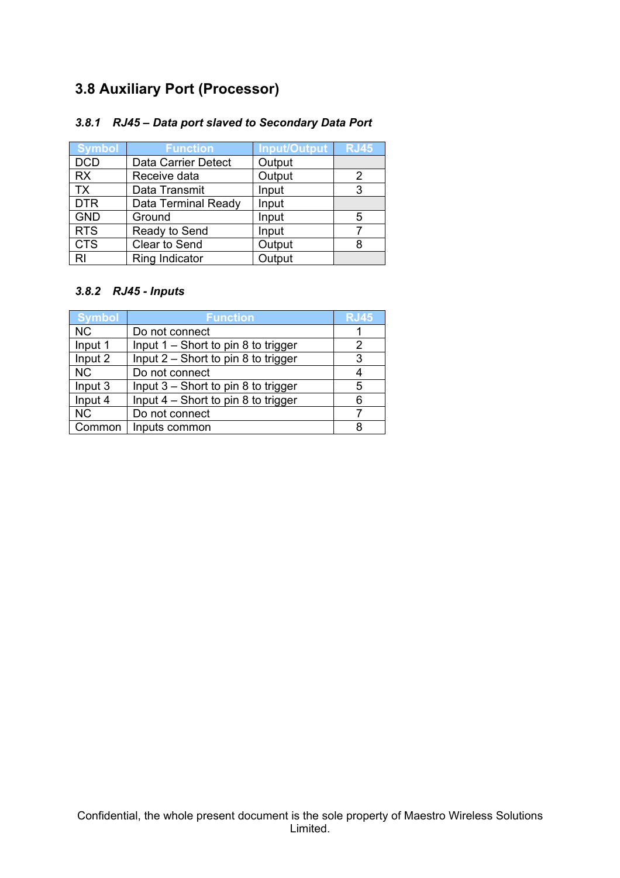## 3.8 Auxiliary Port (Processor)

### *3.8.1 RJ45 – Data port slaved to Secondary Data Port*

| Symbol | Function | Input/Output | RJ45 |
|---|---|---|---|
| DCD | Data Carrier Detect | Output | |
| RX | Receive data | Output | 2 |
| TX | Data Transmit | Input | 3 |
| DTR | Data Terminal Ready | Input | |
| GND | Ground | Input | 5 |
| RTS | Ready to Send | Input | 7 |
| CTS | Clear to Send | Output | 8 |
| RI | Ring Indicator | Output | |

### *3.8.2 RJ45 - Inputs*

| Symbol | Function | RJ45 |
|---|---|---|
| NC | Do not connect | 1 |
| Input 1 | Input 1 – Short to pin 8 to trigger | 2 |
| Input 2 | Input 2 – Short to pin 8 to trigger | 3 |
| NC | Do not connect | 4 |
| Input 3 | Input 3 – Short to pin 8 to trigger | 5 |
| Input 4 | Input 4 – Short to pin 8 to trigger | 6 |
| NC | Do not connect | 7 |
| Common | Inputs common | 8 |

Confidential, the whole present document is the sole property of Maestro Wireless Solutions Limited.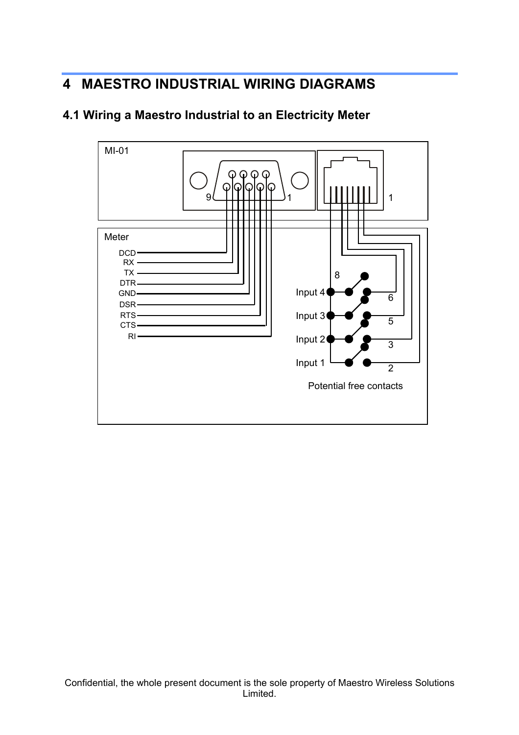# 4 MAESTRO INDUSTRIAL WIRING DIAGRAMS

## 4.1 Wiring a Maestro Industrial to an Electricity Meter

MI-01

9 1 1

Meter

DCD
RX
TX
DTR
GND
DSR
RTS
CTS
RI

8

Input 4 6

Input 3 5

Input 2 3

Input 1 2

Potential free contacts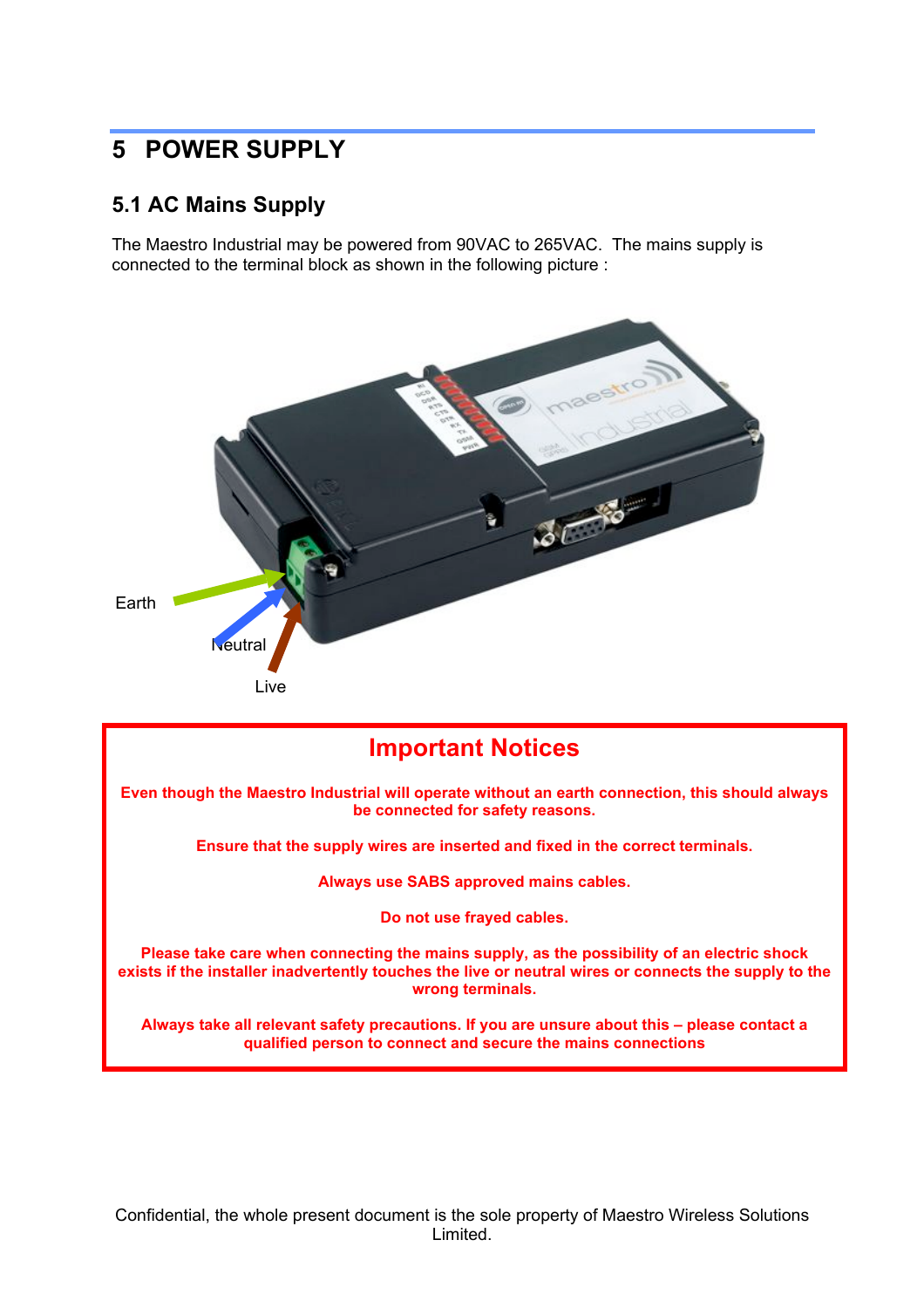# 5 POWER SUPPLY

## 5.1 AC Mains Supply

The Maestro Industrial may be powered from 90VAC to 265VAC. The mains supply is connected to the terminal block as shown in the following picture :

Earth

Neutral

Live

**Important Notices**

**Even though the Maestro Industrial will operate without an earth connection, this should always be connected for safety reasons.**

**Ensure that the supply wires are inserted and fixed in the correct terminals.**

**Always use SABS approved mains cables.**

**Do not use frayed cables.**

**Please take care when connecting the mains supply, as the possibility of an electric shock exists if the installer inadvertently touches the live or neutral wires or connects the supply to the wrong terminals.**

**Always take all relevant safety precautions. If you are unsure about this – please contact a qualified person to connect and secure the mains connections**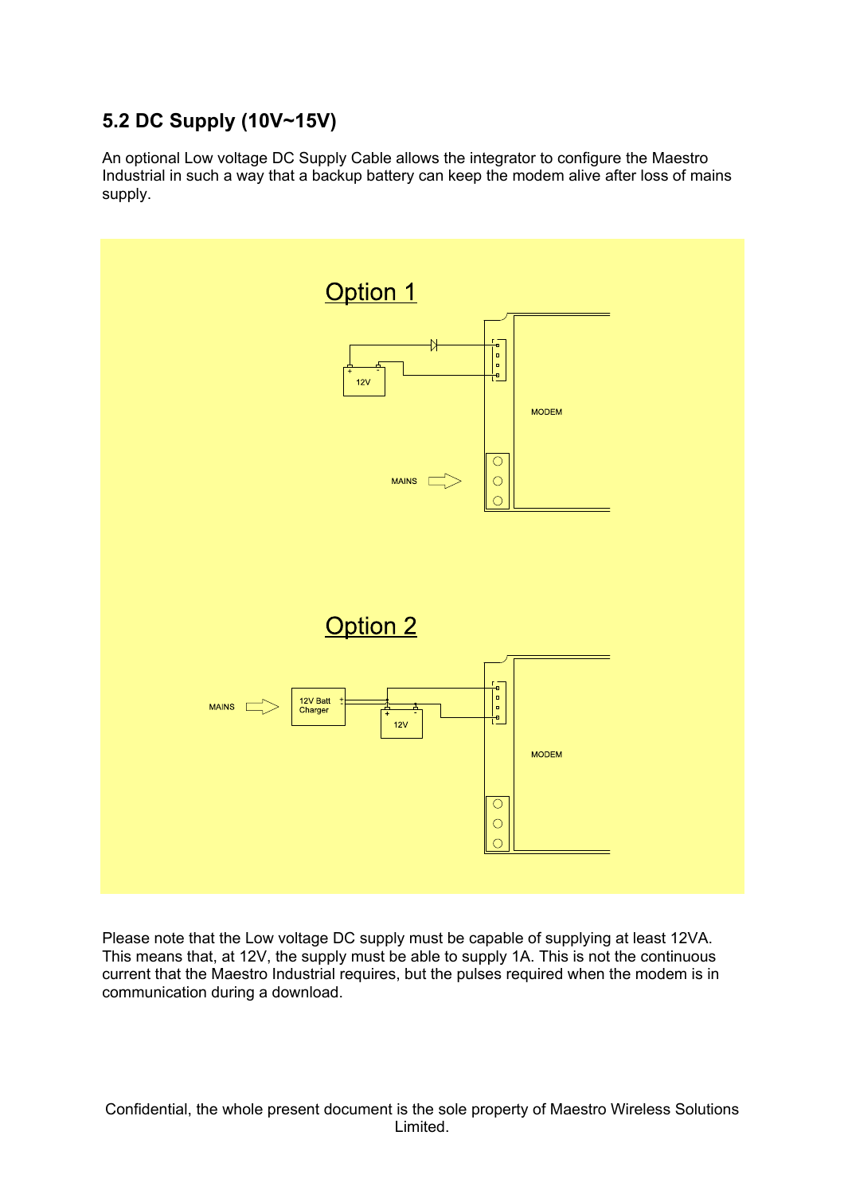## 5.2 DC Supply (10V~15V)

An optional Low voltage DC Supply Cable allows the integrator to configure the Maestro Industrial in such a way that a backup battery can keep the modem alive after loss of mains supply.

Option 1

Option 2

Please note that the Low voltage DC supply must be capable of supplying at least 12VA. This means that, at 12V, the supply must be able to supply 1A. This is not the continuous current that the Maestro Industrial requires, but the pulses required when the modem is in communication during a download.

Confidential, the whole present document is the sole property of Maestro Wireless Solutions Limited.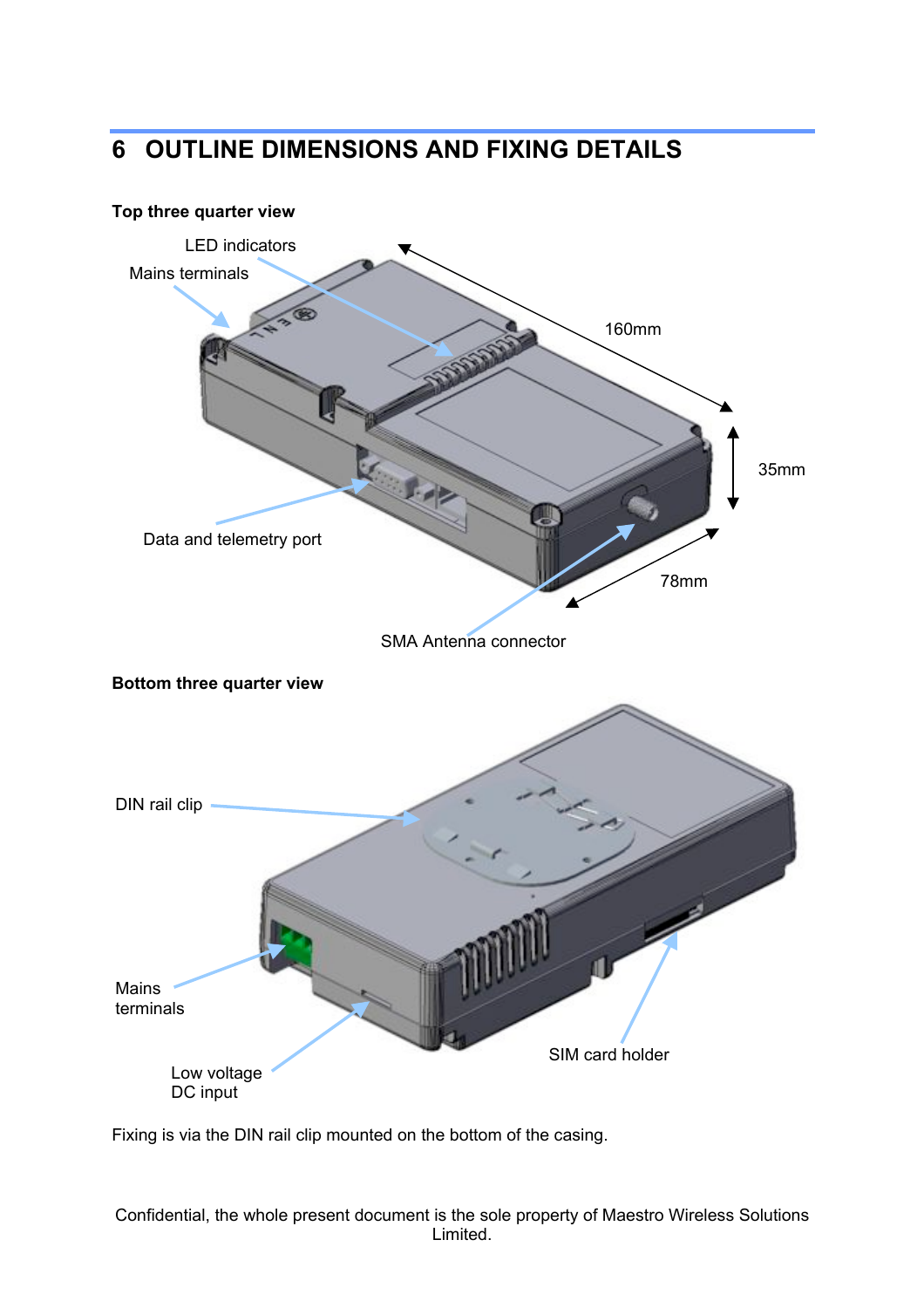# 6 OUTLINE DIMENSIONS AND FIXING DETAILS

**Top three quarter view**

LED indicators

Mains terminals

160mm

35mm

Data and telemetry port

78mm

SMA Antenna connector

**Bottom three quarter view**

DIN rail clip

Mains terminals

Low voltage DC input

SIM card holder

Fixing is via the DIN rail clip mounted on the bottom of the casing.

Confidential, the whole present document is the sole property of Maestro Wireless Solutions Limited.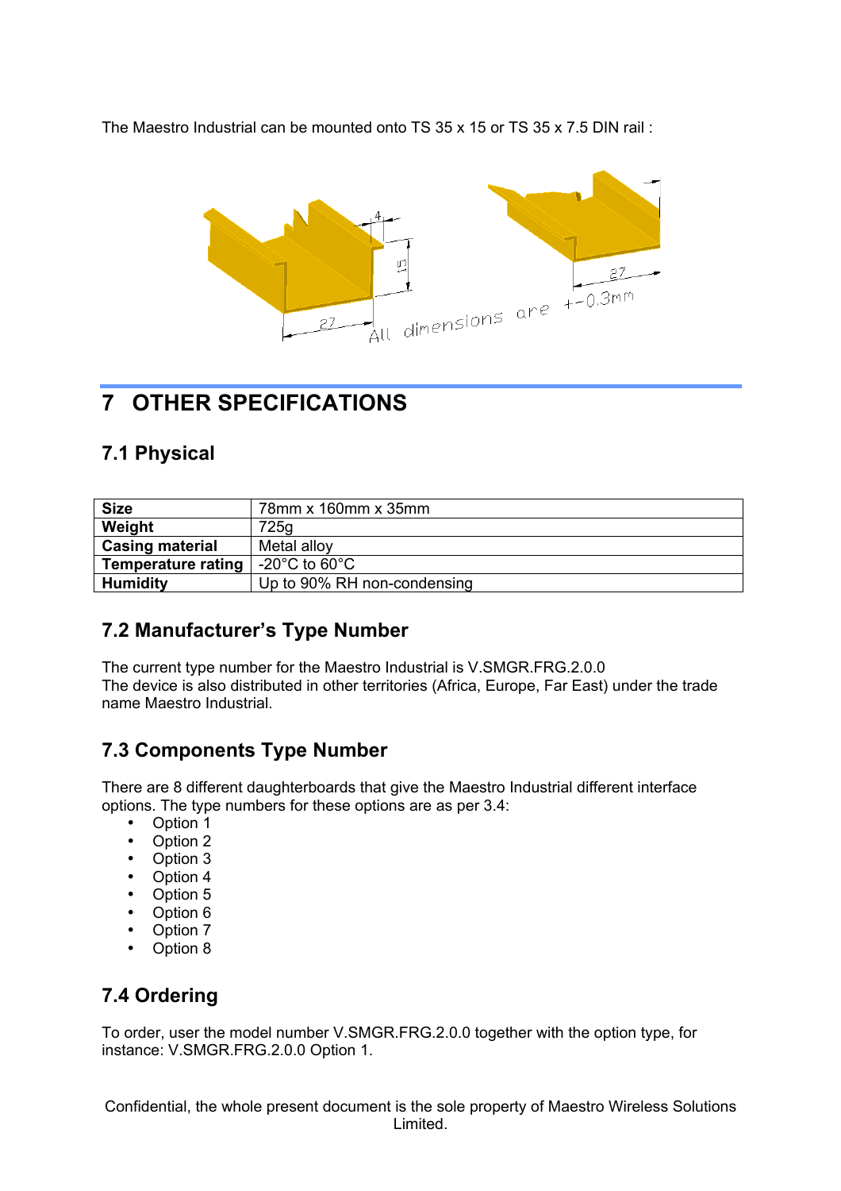The Maestro Industrial can be mounted onto TS 35 x 15 or TS 35 x 7.5 DIN rail :

# 7 OTHER SPECIFICATIONS

## 7.1 Physical

| | |
|---|---|
| **Size** | 78mm x 160mm x 35mm |
| **Weight** | 725g |
| **Casing material** | Metal alloy |
| **Temperature rating** | -20°C to 60°C |
| **Humidity** | Up to 90% RH non-condensing |

## 7.2 Manufacturer's Type Number

The current type number for the Maestro Industrial is V.SMGR.FRG.2.0.0
The device is also distributed in other territories (Africa, Europe, Far East) under the trade name Maestro Industrial.

## 7.3 Components Type Number

There are 8 different daughterboards that give the Maestro Industrial different interface options. The type numbers for these options are as per 3.4:

- Option 1
- Option 2
- Option 3
- Option 4
- Option 5
- Option 6
- Option 7
- Option 8

## 7.4 Ordering

To order, user the model number V.SMGR.FRG.2.0.0 together with the option type, for instance: V.SMGR.FRG.2.0.0 Option 1.

Confidential, the whole present document is the sole property of Maestro Wireless Solutions Limited.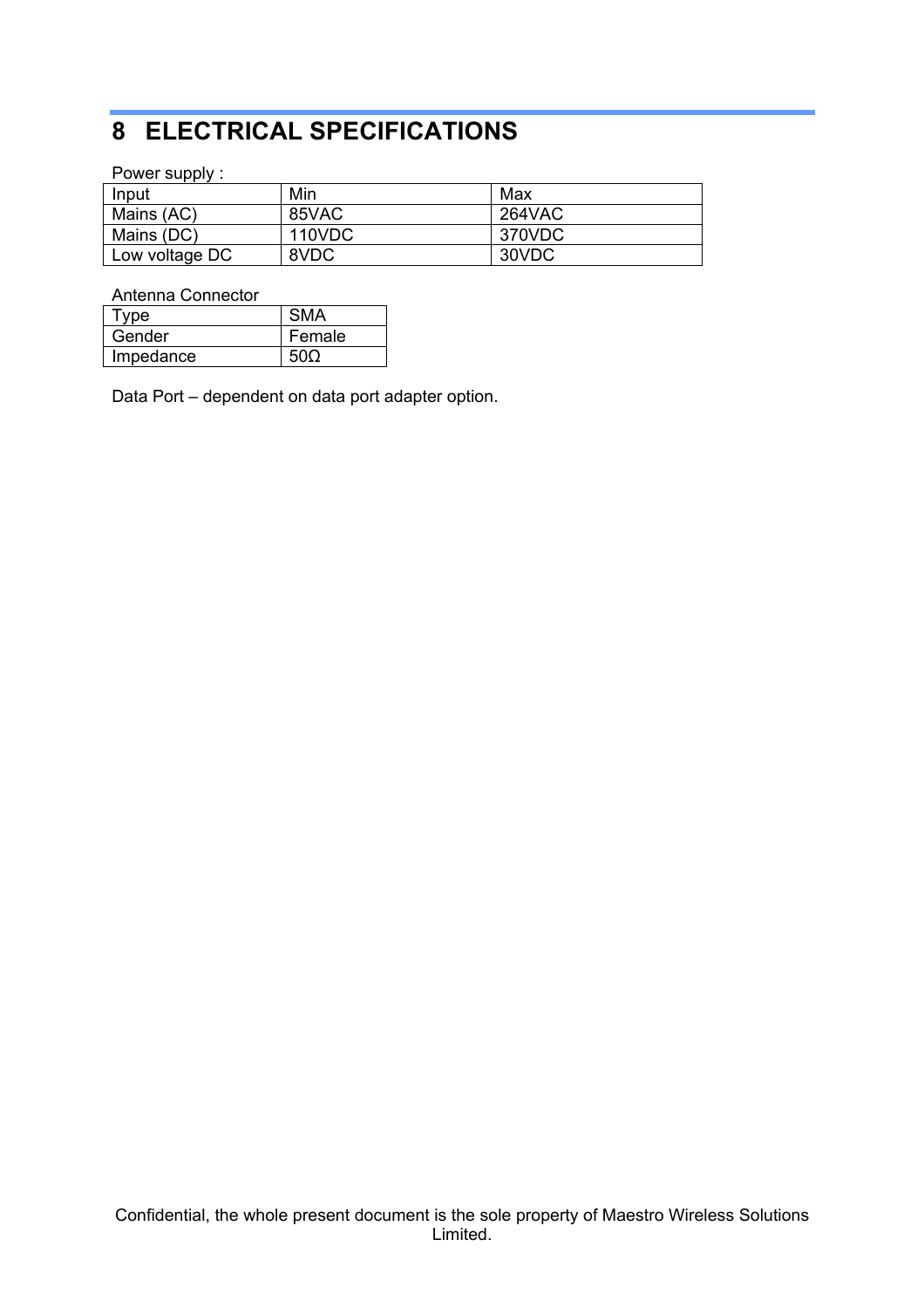# 8 ELECTRICAL SPECIFICATIONS

Power supply :

| Input | Min | Max |
|---|---|---|
| Mains (AC) | 85VAC | 264VAC |
| Mains (DC) | 110VDC | 370VDC |
| Low voltage DC | 8VDC | 30VDC |

Antenna Connector

| Type | SMA |
|---|---|
| Gender | Female |
| Impedance | 50Ω |

Data Port – dependent on data port adapter option.

Confidential, the whole present document is the sole property of Maestro Wireless Solutions Limited.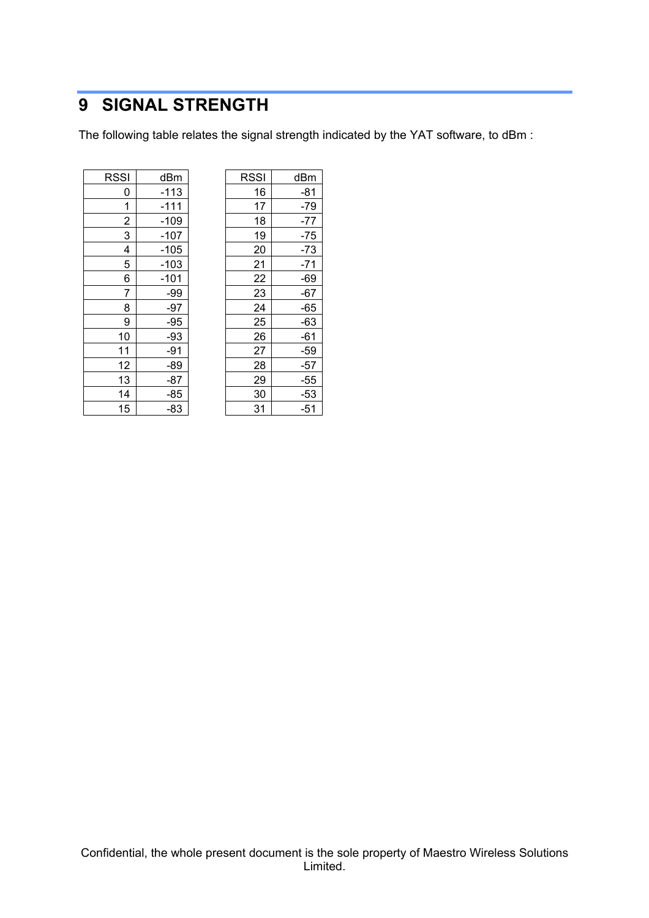# 9 SIGNAL STRENGTH

The following table relates the signal strength indicated by the YAT software, to dBm :

| RSSI | dBm |
|---|---|
| 0 | -113 |
| 1 | -111 |
| 2 | -109 |
| 3 | -107 |
| 4 | -105 |
| 5 | -103 |
| 6 | -101 |
| 7 | -99 |
| 8 | -97 |
| 9 | -95 |
| 10 | -93 |
| 11 | -91 |
| 12 | -89 |
| 13 | -87 |
| 14 | -85 |
| 15 | -83 |

| RSSI | dBm |
|---|---|
| 16 | -81 |
| 17 | -79 |
| 18 | -77 |
| 19 | -75 |
| 20 | -73 |
| 21 | -71 |
| 22 | -69 |
| 23 | -67 |
| 24 | -65 |
| 25 | -63 |
| 26 | -61 |
| 27 | -59 |
| 28 | -57 |
| 29 | -55 |
| 30 | -53 |
| 31 | -51 |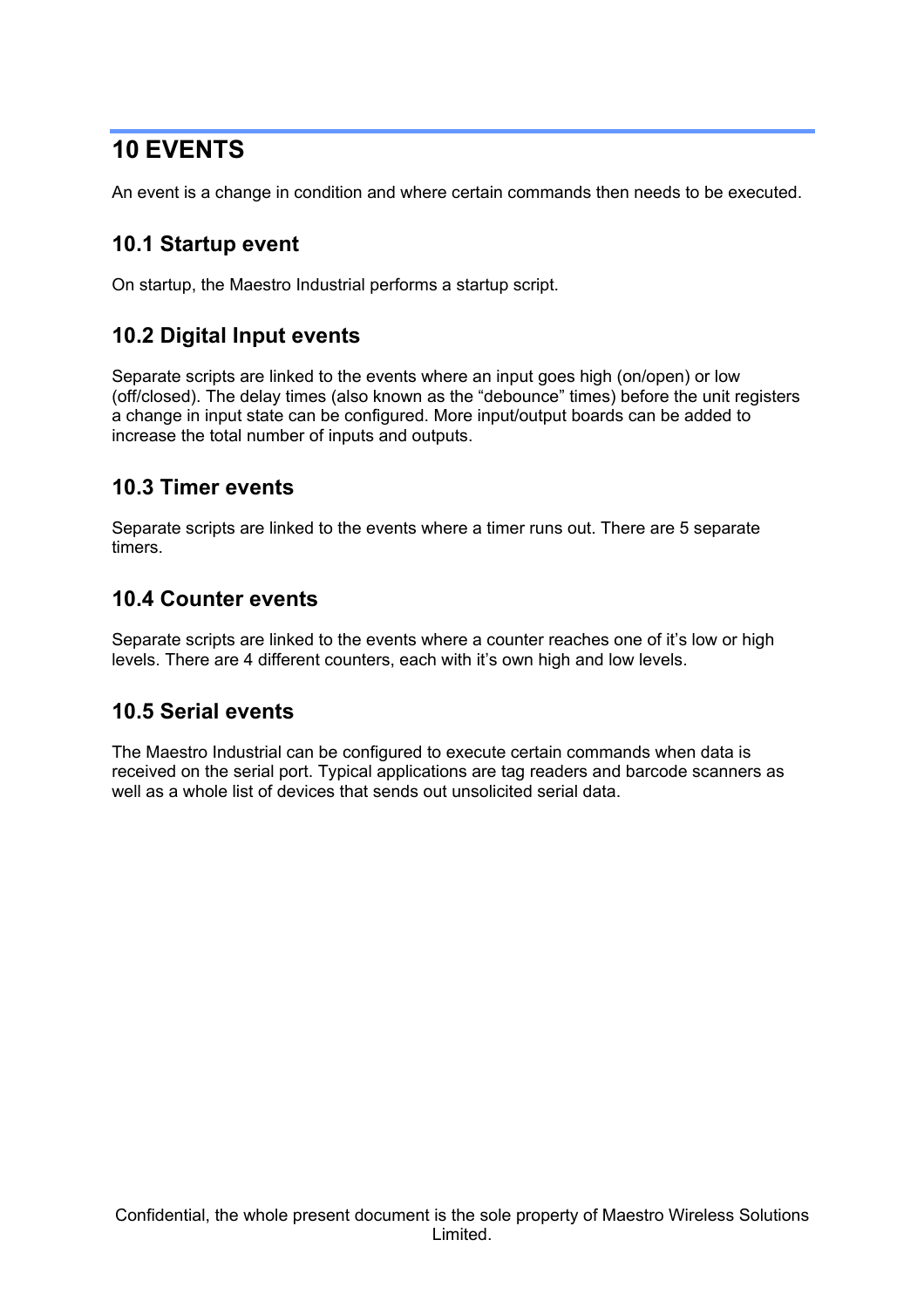# 10 EVENTS

An event is a change in condition and where certain commands then needs to be executed.

## 10.1 Startup event

On startup, the Maestro Industrial performs a startup script.

## 10.2 Digital Input events

Separate scripts are linked to the events where an input goes high (on/open) or low (off/closed). The delay times (also known as the “debounce” times) before the unit registers a change in input state can be configured. More input/output boards can be added to increase the total number of inputs and outputs.

## 10.3 Timer events

Separate scripts are linked to the events where a timer runs out. There are 5 separate timers.

## 10.4 Counter events

Separate scripts are linked to the events where a counter reaches one of it’s low or high levels. There are 4 different counters, each with it’s own high and low levels.

## 10.5 Serial events

The Maestro Industrial can be configured to execute certain commands when data is received on the serial port. Typical applications are tag readers and barcode scanners as well as a whole list of devices that sends out unsolicited serial data.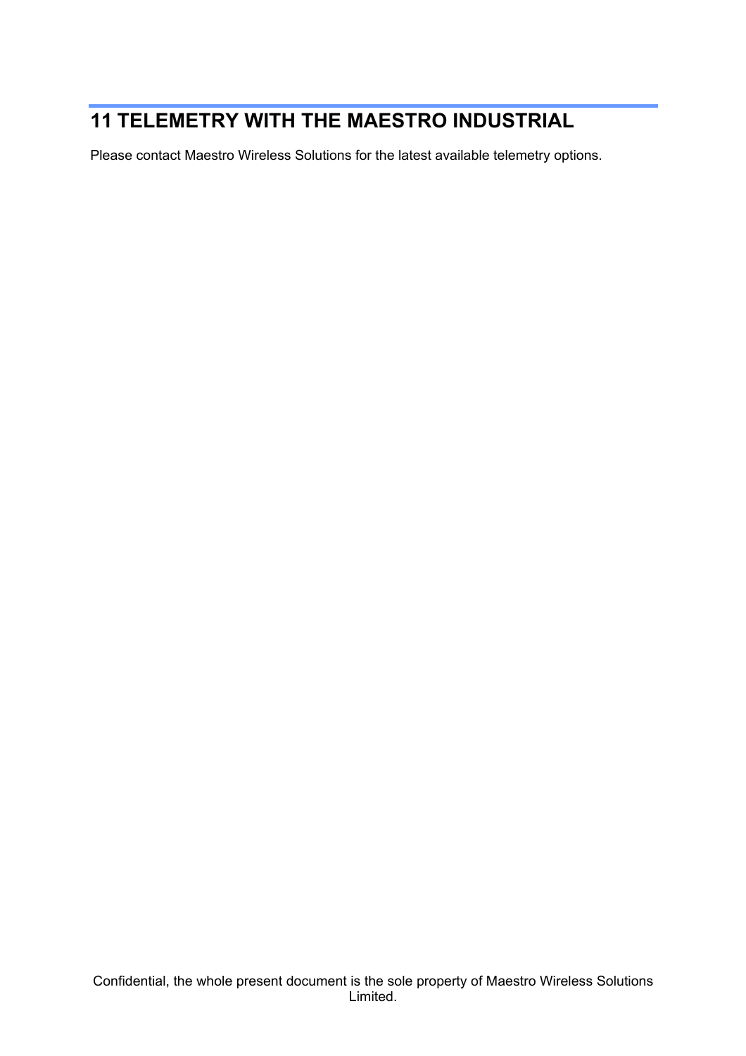# 11 TELEMETRY WITH THE MAESTRO INDUSTRIAL

Please contact Maestro Wireless Solutions for the latest available telemetry options.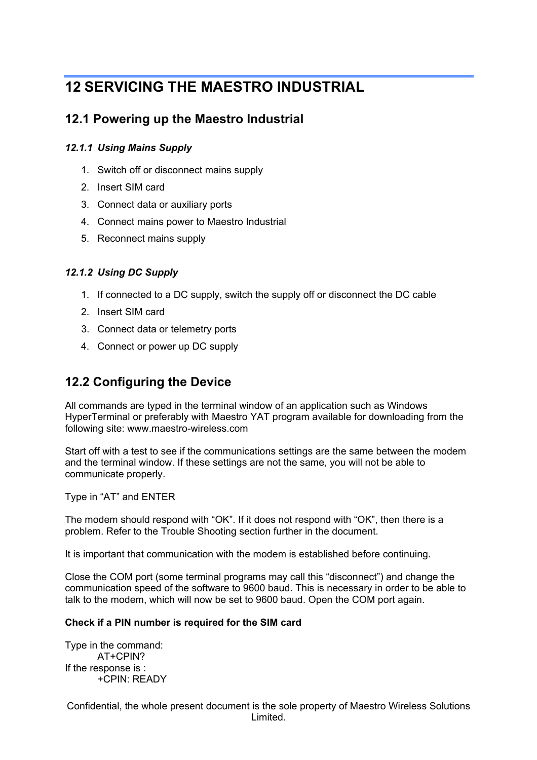# 12 SERVICING THE MAESTRO INDUSTRIAL

## 12.1 Powering up the Maestro Industrial

### *12.1.1 Using Mains Supply*

1. Switch off or disconnect mains supply
2. Insert SIM card
3. Connect data or auxiliary ports
4. Connect mains power to Maestro Industrial
5. Reconnect mains supply

### *12.1.2 Using DC Supply*

1. If connected to a DC supply, switch the supply off or disconnect the DC cable
2. Insert SIM card
3. Connect data or telemetry ports
4. Connect or power up DC supply

## 12.2 Configuring the Device

All commands are typed in the terminal window of an application such as Windows HyperTerminal or preferably with Maestro YAT program available for downloading from the following site: www.maestro-wireless.com

Start off with a test to see if the communications settings are the same between the modem and the terminal window. If these settings are not the same, you will not be able to communicate properly.

Type in "AT" and ENTER

The modem should respond with "OK". If it does not respond with "OK", then there is a problem. Refer to the Trouble Shooting section further in the document.

It is important that communication with the modem is established before continuing.

Close the COM port (some terminal programs may call this "disconnect") and change the communication speed of the software to 9600 baud. This is necessary in order to be able to talk to the modem, which will now be set to 9600 baud. Open the COM port again.

**Check if a PIN number is required for the SIM card**

Type in the command:

```
AT+CPIN?
```

If the response is :

```
+CPIN: READY
```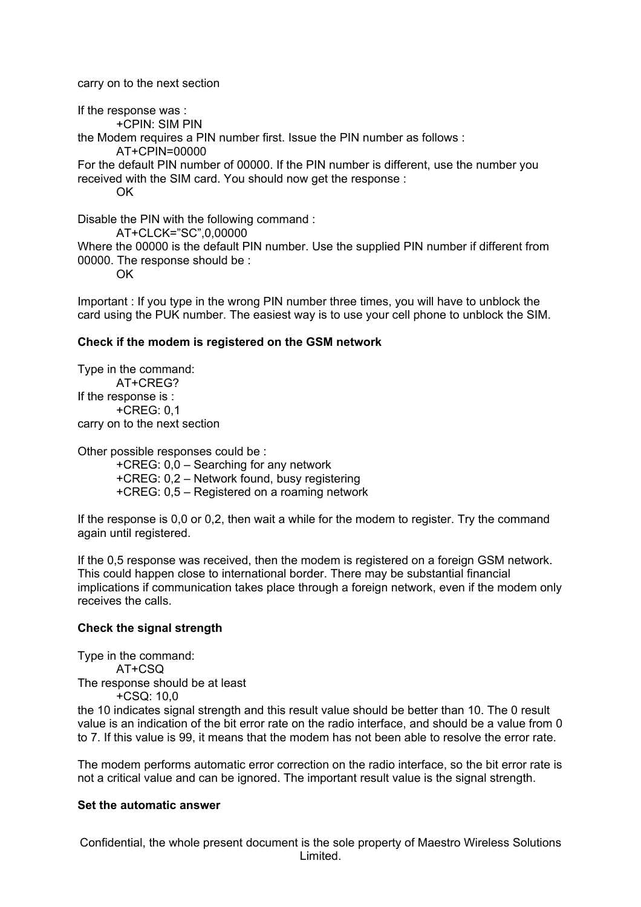carry on to the next section

If the response was :

    +CPIN: SIM PIN

the Modem requires a PIN number first. Issue the PIN number as follows :

    AT+CPIN=00000

For the default PIN number of 00000. If the PIN number is different, use the number you received with the SIM card. You should now get the response :

    OK

Disable the PIN with the following command :

    AT+CLCK=”SC”,0,00000

Where the 00000 is the default PIN number. Use the supplied PIN number if different from 00000. The response should be :

    OK

Important : If you type in the wrong PIN number three times, you will have to unblock the card using the PUK number. The easiest way is to use your cell phone to unblock the SIM.

**Check if the modem is registered on the GSM network**

Type in the command:

    AT+CREG?

If the response is :

    +CREG: 0,1

carry on to the next section

Other possible responses could be :

    +CREG: 0,0 – Searching for any network
    +CREG: 0,2 – Network found, busy registering
    +CREG: 0,5 – Registered on a roaming network

If the response is 0,0 or 0,2, then wait a while for the modem to register. Try the command again until registered.

If the 0,5 response was received, then the modem is registered on a foreign GSM network. This could happen close to international border. There may be substantial financial implications if communication takes place through a foreign network, even if the modem only receives the calls.

**Check the signal strength**

Type in the command:

    AT+CSQ

The response should be at least

    +CSQ: 10,0

the 10 indicates signal strength and this result value should be better than 10. The 0 result value is an indication of the bit error rate on the radio interface, and should be a value from 0 to 7. If this value is 99, it means that the modem has not been able to resolve the error rate.

The modem performs automatic error correction on the radio interface, so the bit error rate is not a critical value and can be ignored. The important result value is the signal strength.

**Set the automatic answer**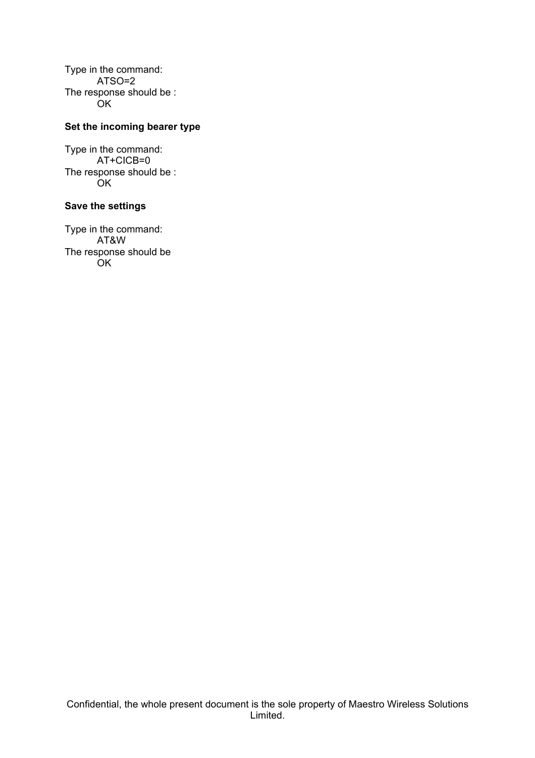Type in the command:

    ATSO=2

The response should be :

    OK

**Set the incoming bearer type**

Type in the command:

    AT+CICB=0

The response should be :

    OK

**Save the settings**

Type in the command:

    AT&W

The response should be

    OK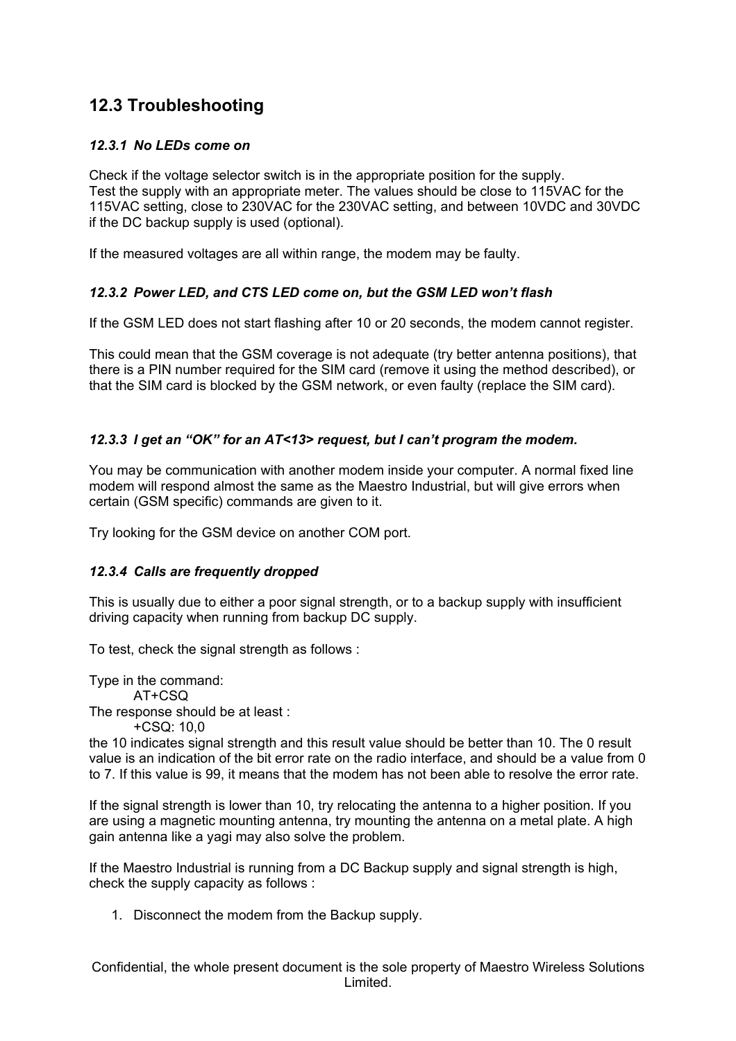## 12.3 Troubleshooting

### *12.3.1 No LEDs come on*

Check if the voltage selector switch is in the appropriate position for the supply.
Test the supply with an appropriate meter. The values should be close to 115VAC for the 115VAC setting, close to 230VAC for the 230VAC setting, and between 10VDC and 30VDC if the DC backup supply is used (optional).

If the measured voltages are all within range, the modem may be faulty.

### *12.3.2 Power LED, and CTS LED come on, but the GSM LED won't flash*

If the GSM LED does not start flashing after 10 or 20 seconds, the modem cannot register.

This could mean that the GSM coverage is not adequate (try better antenna positions), that there is a PIN number required for the SIM card (remove it using the method described), or that the SIM card is blocked by the GSM network, or even faulty (replace the SIM card).

### *12.3.3 I get an "OK" for an AT<13> request, but I can't program the modem.*

You may be communication with another modem inside your computer. A normal fixed line modem will respond almost the same as the Maestro Industrial, but will give errors when certain (GSM specific) commands are given to it.

Try looking for the GSM device on another COM port.

### *12.3.4 Calls are frequently dropped*

This is usually due to either a poor signal strength, or to a backup supply with insufficient driving capacity when running from backup DC supply.

To test, check the signal strength as follows :

Type in the command:
```
AT+CSQ
```
The response should be at least :
```
+CSQ: 10,0
```
the 10 indicates signal strength and this result value should be better than 10. The 0 result value is an indication of the bit error rate on the radio interface, and should be a value from 0 to 7. If this value is 99, it means that the modem has not been able to resolve the error rate.

If the signal strength is lower than 10, try relocating the antenna to a higher position. If you are using a magnetic mounting antenna, try mounting the antenna on a metal plate. A high gain antenna like a yagi may also solve the problem.

If the Maestro Industrial is running from a DC Backup supply and signal strength is high, check the supply capacity as follows :

1. Disconnect the modem from the Backup supply.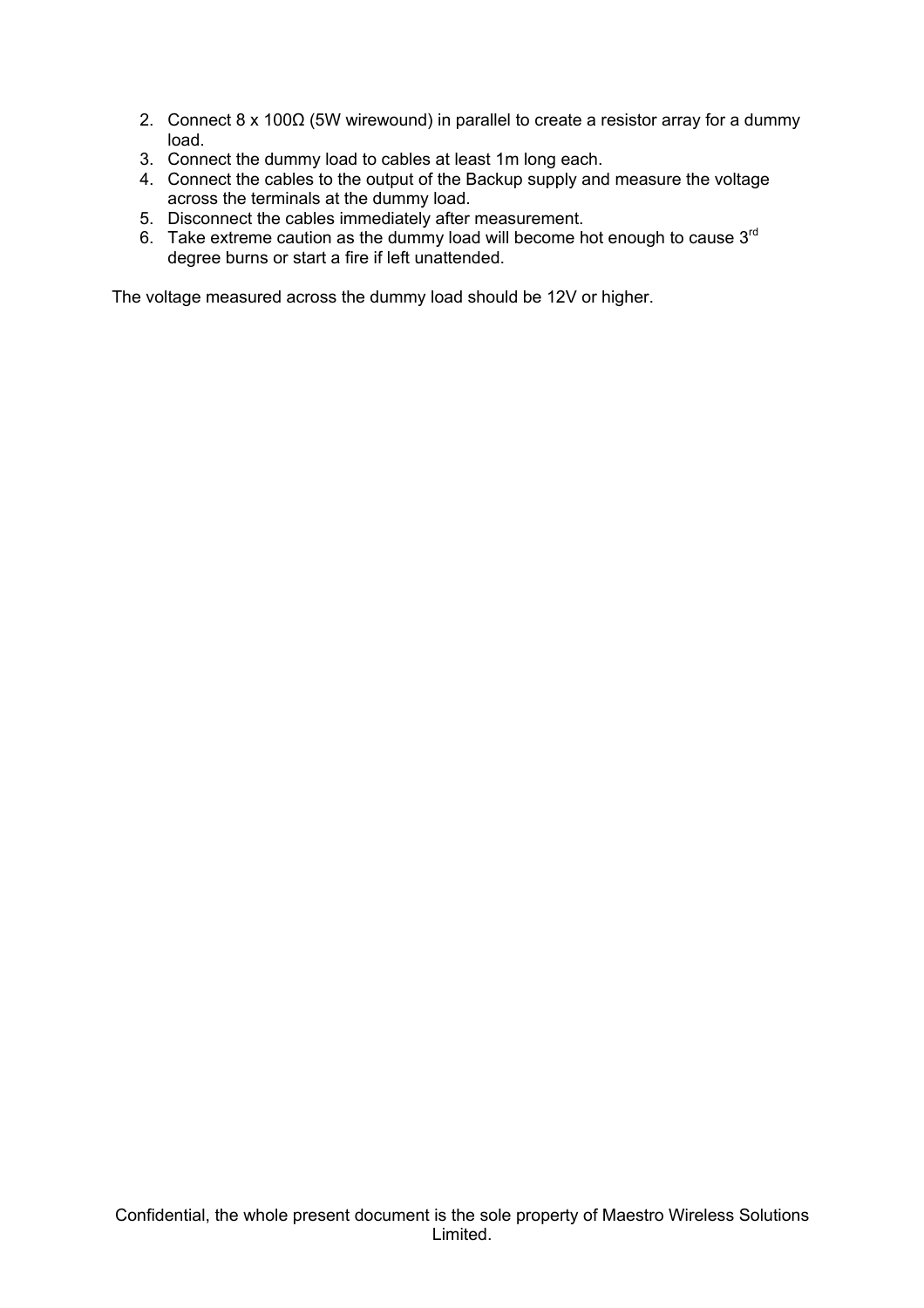2. Connect 8 x 100Ω (5W wirewound) in parallel to create a resistor array for a dummy load.
3. Connect the dummy load to cables at least 1m long each.
4. Connect the cables to the output of the Backup supply and measure the voltage across the terminals at the dummy load.
5. Disconnect the cables immediately after measurement.
6. Take extreme caution as the dummy load will become hot enough to cause 3rd degree burns or start a fire if left unattended.

The voltage measured across the dummy load should be 12V or higher.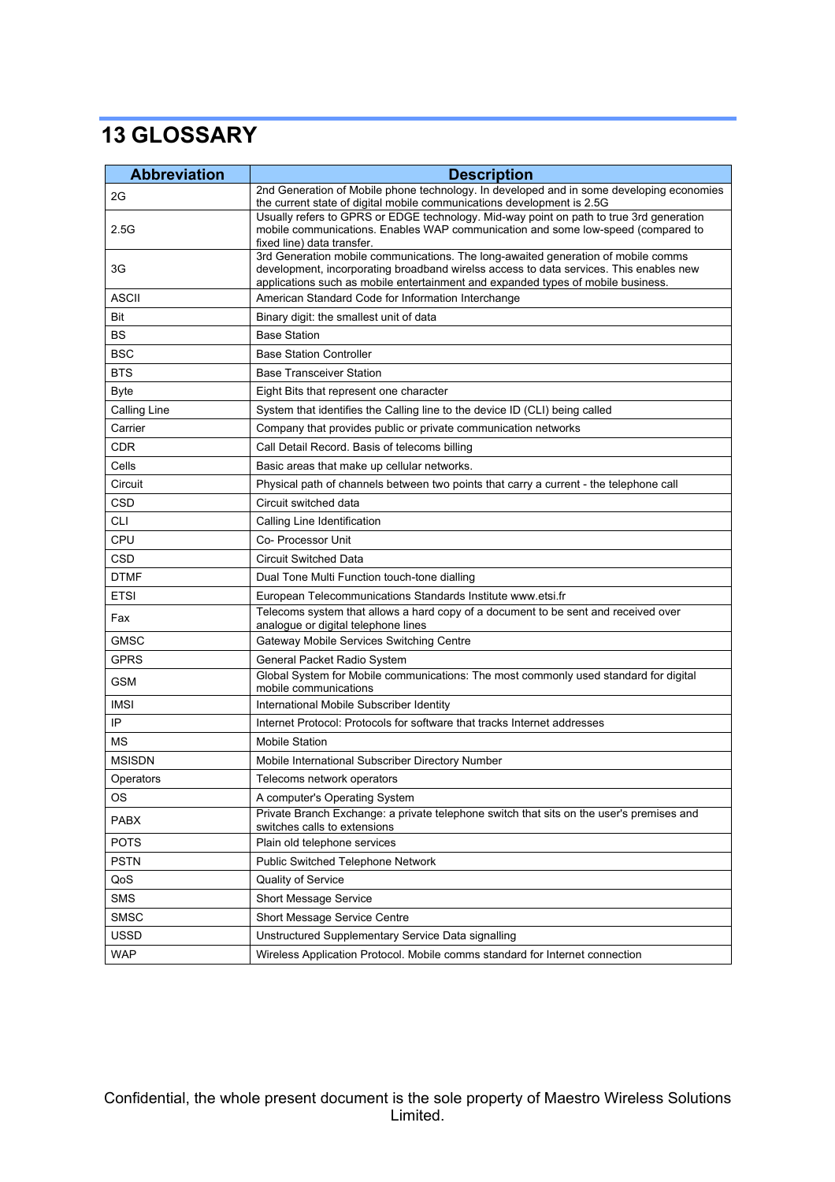# 13 GLOSSARY

| Abbreviation | Description |
|---|---|
| 2G | 2nd Generation of Mobile phone technology. In developed and in some developing economies the current state of digital mobile communications development is 2.5G |
| 2.5G | Usually refers to GPRS or EDGE technology. Mid-way point on path to true 3rd generation mobile communications. Enables WAP communication and some low-speed (compared to fixed line) data transfer. |
| 3G | 3rd Generation mobile communications. The long-awaited generation of mobile comms development, incorporating broadband wirelss access to data services. This enables new applications such as mobile entertainment and expanded types of mobile business. |
| ASCII | American Standard Code for Information Interchange |
| Bit | Binary digit: the smallest unit of data |
| BS | Base Station |
| BSC | Base Station Controller |
| BTS | Base Transceiver Station |
| Byte | Eight Bits that represent one character |
| Calling Line | System that identifies the Calling line to the device ID (CLI) being called |
| Carrier | Company that provides public or private communication networks |
| CDR | Call Detail Record. Basis of telecoms billing |
| Cells | Basic areas that make up cellular networks. |
| Circuit | Physical path of channels between two points that carry a current - the telephone call |
| CSD | Circuit switched data |
| CLI | Calling Line Identification |
| CPU | Co- Processor Unit |
| CSD | Circuit Switched Data |
| DTMF | Dual Tone Multi Function touch-tone dialling |
| ETSI | European Telecommunications Standards Institute www.etsi.fr |
| Fax | Telecoms system that allows a hard copy of a document to be sent and received over analogue or digital telephone lines |
| GMSC | Gateway Mobile Services Switching Centre |
| GPRS | General Packet Radio System |
| GSM | Global System for Mobile communications: The most commonly used standard for digital mobile communications |
| IMSI | International Mobile Subscriber Identity |
| IP | Internet Protocol: Protocols for software that tracks Internet addresses |
| MS | Mobile Station |
| MSISDN | Mobile International Subscriber Directory Number |
| Operators | Telecoms network operators |
| OS | A computer's Operating System |
| PABX | Private Branch Exchange: a private telephone switch that sits on the user's premises and switches calls to extensions |
| POTS | Plain old telephone services |
| PSTN | Public Switched Telephone Network |
| QoS | Quality of Service |
| SMS | Short Message Service |
| SMSC | Short Message Service Centre |
| USSD | Unstructured Supplementary Service Data signalling |
| WAP | Wireless Application Protocol. Mobile comms standard for Internet connection |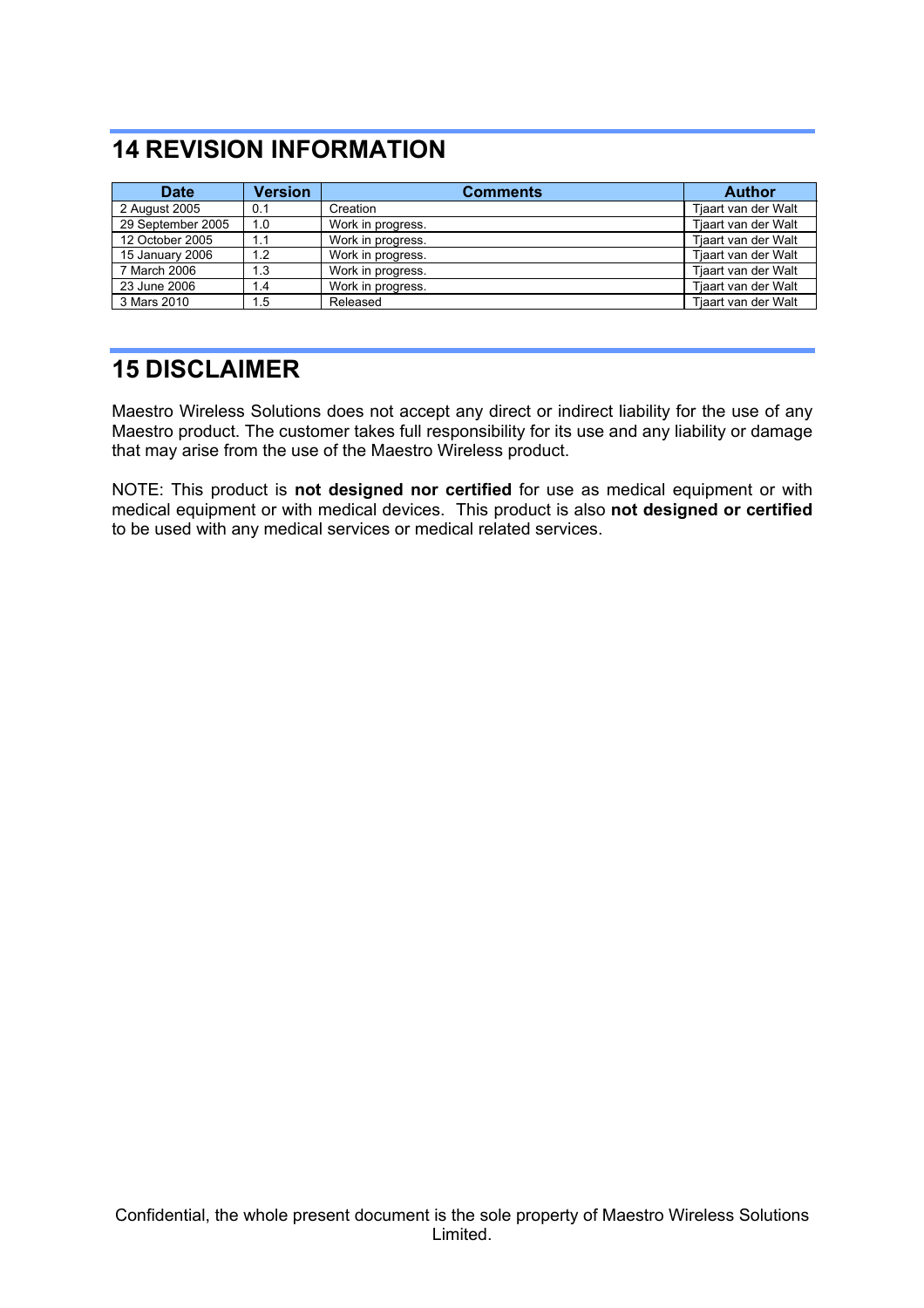# 14 REVISION INFORMATION

| Date | Version | Comments | Author |
|---|---|---|---|
| 2 August 2005 | 0.1 | Creation | Tjaart van der Walt |
| 29 September 2005 | 1.0 | Work in progress. | Tjaart van der Walt |
| 12 October 2005 | 1.1 | Work in progress. | Tjaart van der Walt |
| 15 January 2006 | 1.2 | Work in progress. | Tjaart van der Walt |
| 7 March 2006 | 1.3 | Work in progress. | Tjaart van der Walt |
| 23 June 2006 | 1.4 | Work in progress. | Tjaart van der Walt |
| 3 Mars 2010 | 1.5 | Released | Tjaart van der Walt |

# 15 DISCLAIMER

Maestro Wireless Solutions does not accept any direct or indirect liability for the use of any Maestro product. The customer takes full responsibility for its use and any liability or damage that may arise from the use of the Maestro Wireless product.

NOTE: This product is **not designed nor certified** for use as medical equipment or with medical equipment or with medical devices. This product is also **not designed or certified** to be used with any medical services or medical related services.

Confidential, the whole present document is the sole property of Maestro Wireless Solutions Limited.